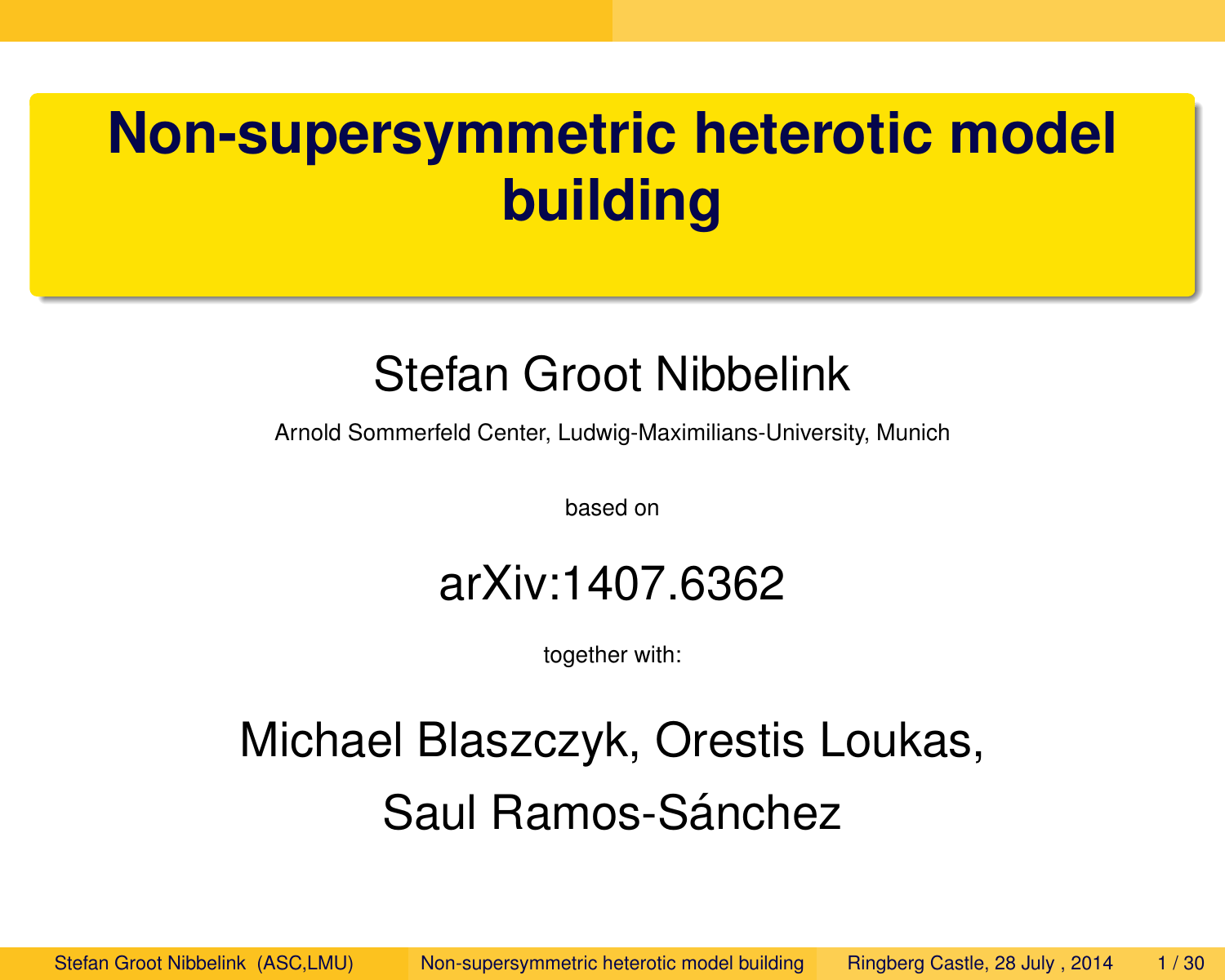# Non-supersymmetric heterotic model building

Stefan Groot Nibbelink

Arnold Sommerfeld Center, Ludwig-Maximilians-University, Munich

based on

arXiv:1407.6362

together with:

Michael Blaszczyk, Orestis Loukas,

Saul Ramos-Sánchez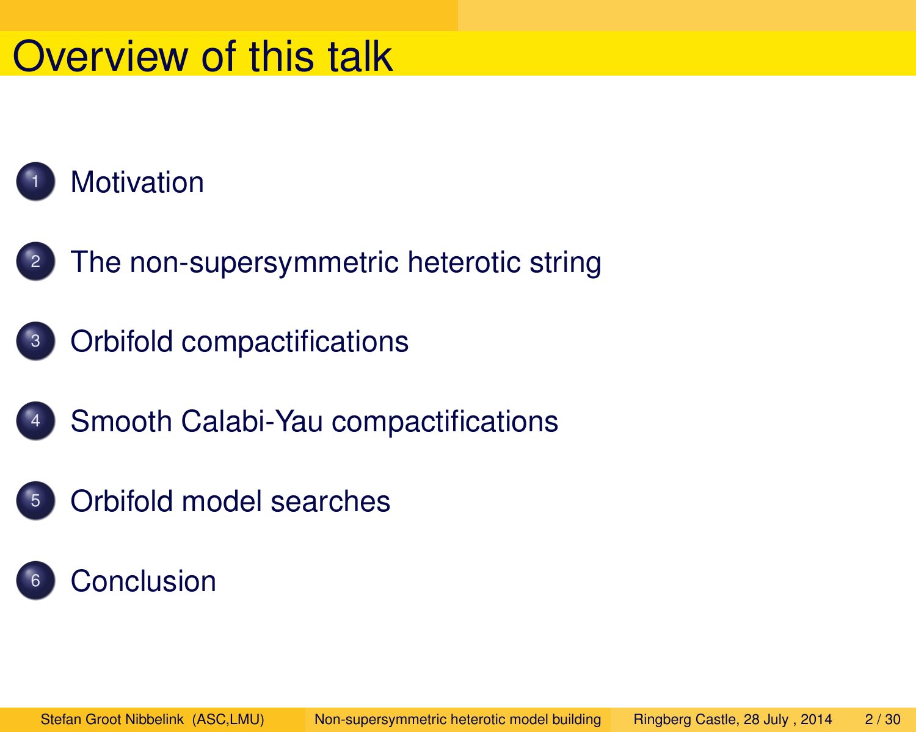# Overview of this talk

1. Motivation
2. The non-supersymmetric heterotic string
3. Orbifold compactifications
4. Smooth Calabi-Yau compactifications
5. Orbifold model searches
6. Conclusion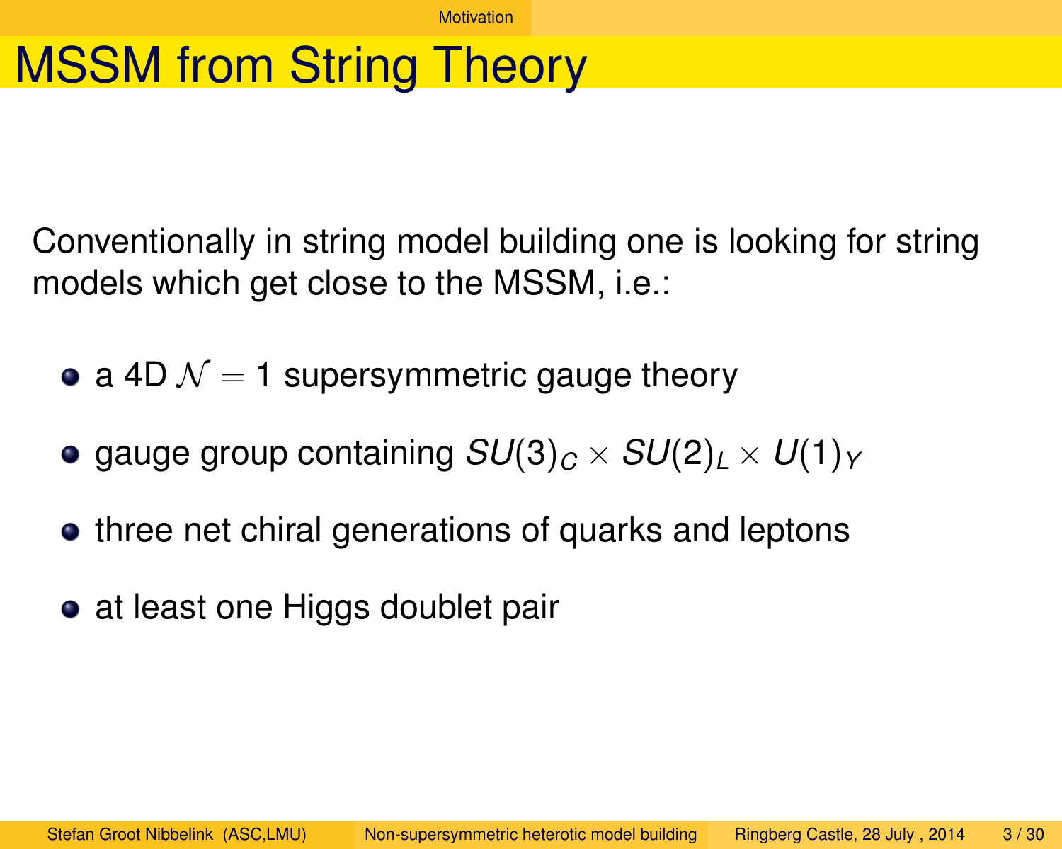# MSSM from String Theory

Conventionally in string model building one is looking for string models which get close to the MSSM, i.e.:

- a 4D $\mathcal{N} = 1$ supersymmetric gauge theory
- gauge group containing $SU(3)_C \times SU(2)_L \times U(1)_Y$
- three net chiral generations of quarks and leptons
- at least one Higgs doublet pair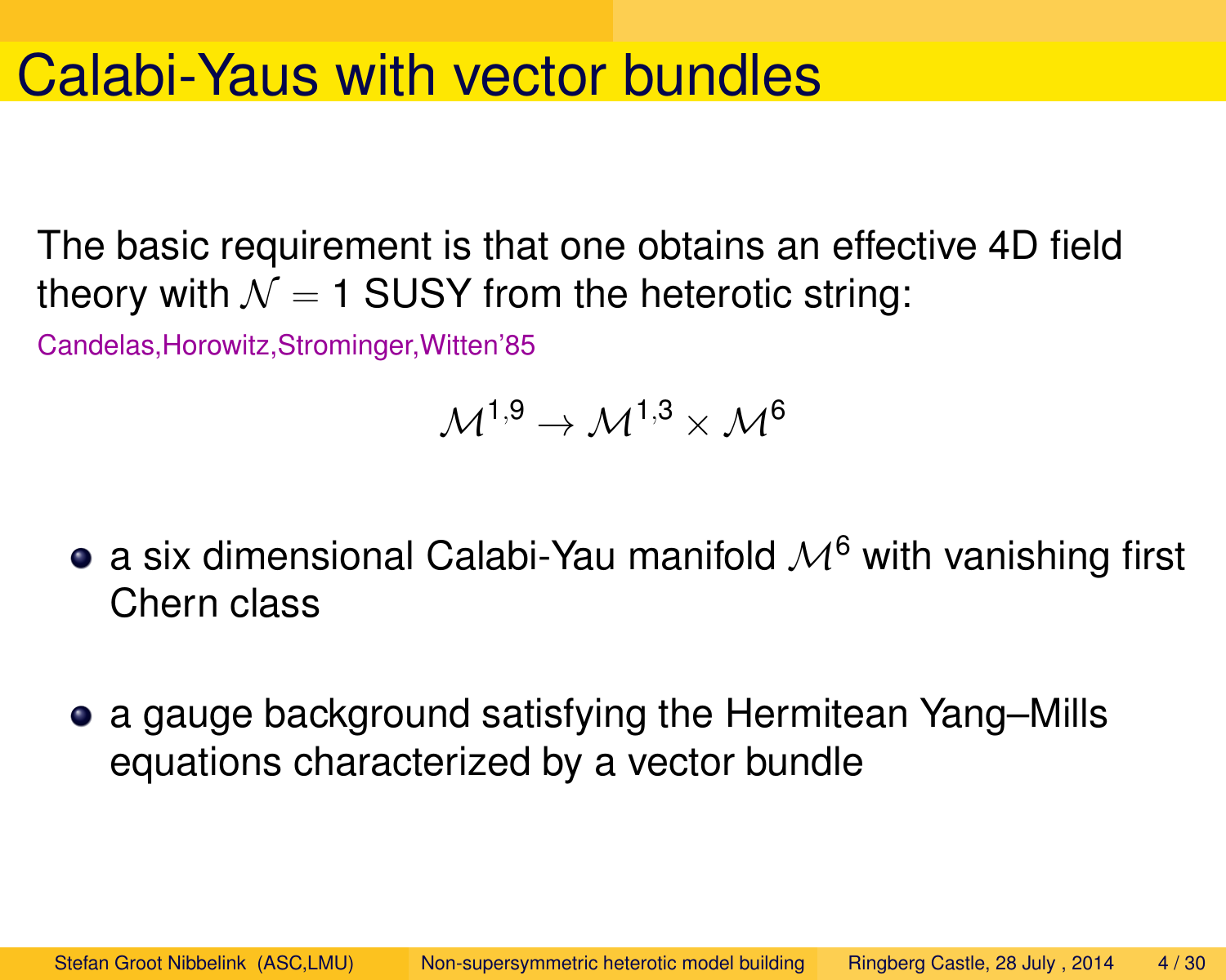# Calabi-Yaus with vector bundles

The basic requirement is that one obtains an effective 4D field theory with $\mathcal{N} = 1$ SUSY from the heterotic string:

Candelas,Horowitz,Strominger,Witten'85

$$\mathcal{M}^{1,9} \rightarrow \mathcal{M}^{1,3} \times \mathcal{M}^{6}$$

- a six dimensional Calabi-Yau manifold $\mathcal{M}^{6}$ with vanishing first Chern class
- a gauge background satisfying the Hermitean Yang–Mills equations characterized by a vector bundle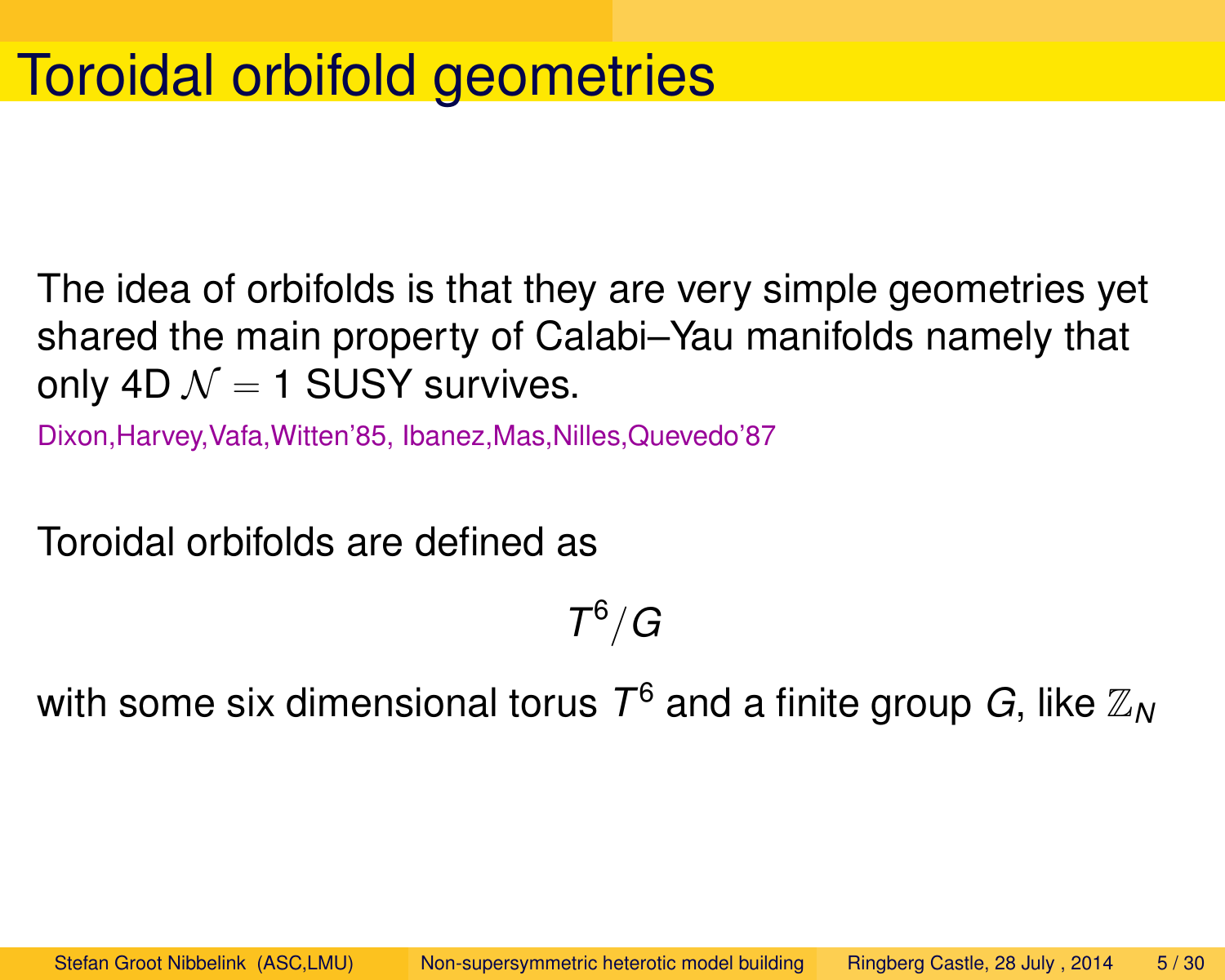# Toroidal orbifold geometries

The idea of orbifolds is that they are very simple geometries yet shared the main property of Calabi–Yau manifolds namely that only 4D $\mathcal{N} = 1$ SUSY survives.

Dixon,Harvey,Vafa,Witten'85, Ibanez,Mas,Nilles,Quevedo'87

Toroidal orbifolds are defined as

$$T^6/G$$

with some six dimensional torus $T^6$ and a finite group $G$, like $\mathbb{Z}_N$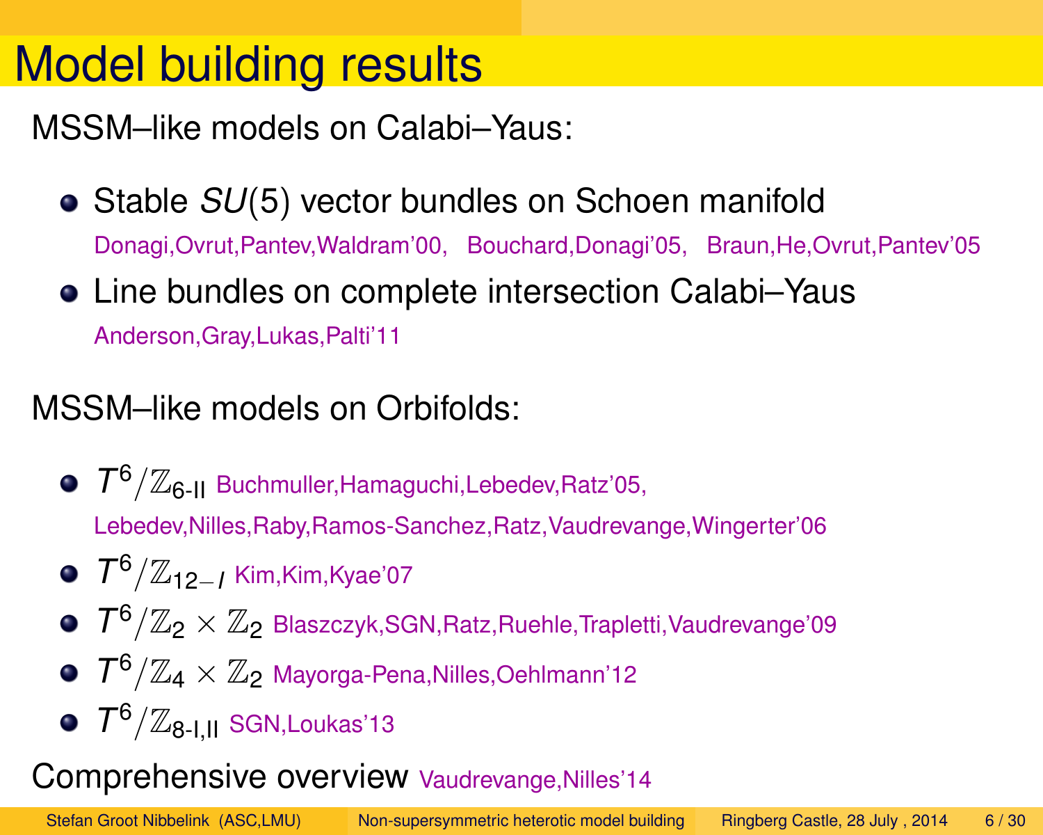# Model building results

MSSM–like models on Calabi–Yaus:

- Stable $SU(5)$ vector bundles on Schoen manifold
  Donagi,Ovrut,Pantev,Waldram'00, Bouchard,Donagi'05, Braun,He,Ovrut,Pantev'05
- Line bundles on complete intersection Calabi–Yaus
  Anderson,Gray,Lukas,Palti'11

MSSM–like models on Orbifolds:

- $T^6/\mathbb{Z}_{6\text{-II}}$ Buchmuller,Hamaguchi,Lebedev,Ratz'05, Lebedev,Nilles,Raby,Ramos-Sanchez,Ratz,Vaudrevange,Wingerter'06
- $T^6/\mathbb{Z}_{12-I}$ Kim,Kim,Kyae'07
- $T^6/\mathbb{Z}_2 \times \mathbb{Z}_2$ Blaszczyk,SGN,Ratz,Ruehle,Trapletti,Vaudrevange'09
- $T^6/\mathbb{Z}_4 \times \mathbb{Z}_2$ Mayorga-Pena,Nilles,Oehlmann'12
- $T^6/\mathbb{Z}_{8\text{-I,II}}$ SGN,Loukas'13

Comprehensive overview Vaudrevange,Nilles'14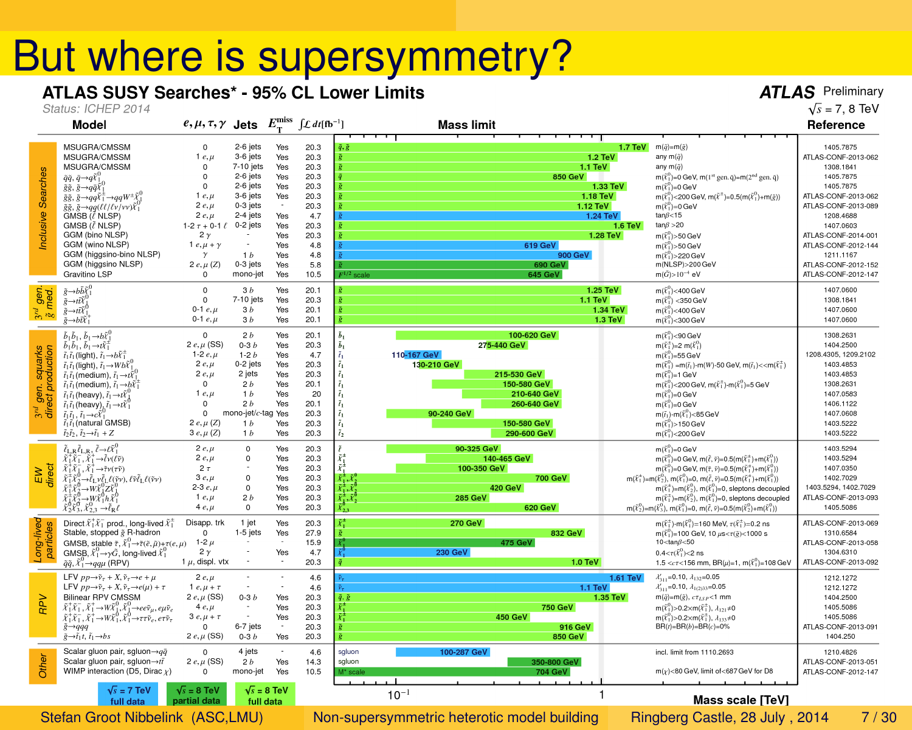# But where is supersymmetry?

## ATLAS SUSY Searches* - 95% CL Lower Limits

*Status: ICHEP 2014*

**ATLAS** Preliminary, $\sqrt{s}$ = 7, 8 TeV

| | Model | $e,\mu,\tau,\gamma$ | Jets | $E_T^{\rm miss}$ | $\int\mathcal{L}\,dt$ [fb$^{-1}$] | Mass limit | | Reference |
|---|---|---|---|---|---|---|---|---|
| Inclusive Searches | MSUGRA/CMSSM | 0 | 2-6 jets | Yes | 20.3 | $\tilde q, \tilde g$: 1.7 TeV | $m(\tilde q)=m(\tilde g)$ | 1405.7875 |
| | MSUGRA/CMSSM | 1 $e,\mu$ | 3-6 jets | Yes | 20.3 | $\tilde g$: 1.2 TeV | any $m(\tilde q)$ | ATLAS-CONF-2013-062 |
| | MSUGRA/CMSSM | 0 | 7-10 jets | Yes | 20.3 | $\tilde g$: 1.1 TeV | any $m(\tilde q)$ | 1308.1841 |
| | $\tilde q\tilde q$, $\tilde q\to q\tilde\chi_1^0$ | 0 | 2-6 jets | Yes | 20.3 | $\tilde q$: 850 GeV | $m(\tilde\chi_1^0)$=0 GeV, $m$(1$^{st}$ gen. $\tilde q$)=$m$(2$^{nd}$ gen. $\tilde q$) | 1405.7875 |
| | $\tilde g\tilde g$, $\tilde g\to q\bar q\tilde\chi_1^0$ | 0 | 2-6 jets | Yes | 20.3 | $\tilde g$: 1.33 TeV | $m(\tilde\chi_1^0)$=0 GeV | 1405.7875 |
| | $\tilde g\tilde g$, $\tilde g\to qq\tilde\chi_1^\pm\to qqW^\pm\tilde\chi_1^0$ | 1 $e,\mu$ | 3-6 jets | Yes | 20.3 | $\tilde g$: 1.18 TeV | $m(\tilde\chi_1^0)$<200 GeV, $m(\tilde\chi^\pm)$=0.5($m(\tilde\chi_1^0)$+$m(\tilde g)$) | ATLAS-CONF-2013-062 |
| | $\tilde g\tilde g$, $\tilde g\to qq(\ell\ell/\ell\nu/\nu\nu)\tilde\chi_1^0$ | 2 $e,\mu$ | 0-3 jets | - | 20.3 | $\tilde g$: 1.12 TeV | $m(\tilde\chi_1^0)$=0 GeV | ATLAS-CONF-2013-089 |
| | GMSB ($\tilde\ell$ NLSP) | 2 $e,\mu$ | 2-4 jets | Yes | 4.7 | $\tilde g$: 1.24 TeV | $\tan\beta$<15 | 1208.4688 |
| | GMSB ($\tilde\tau$ NLSP) | 1-2 $\tau$ + 0-1 $\ell$ | 0-2 jets | Yes | 20.3 | $\tilde g$: 1.6 TeV | $\tan\beta$ >20 | 1407.0603 |
| | GGM (bino NLSP) | 2 $\gamma$ | - | Yes | 20.3 | $\tilde g$: 1.28 TeV | $m(\tilde\chi_1^0)$>50 GeV | ATLAS-CONF-2014-001 |
| | GGM (wino NLSP) | 1 $e,\mu$ + $\gamma$ | - | Yes | 4.8 | $\tilde g$: 619 GeV | $m(\tilde\chi_1^0)$>50 GeV | ATLAS-CONF-2012-144 |
| | GGM (higgsino-bino NLSP) | $\gamma$ | 1 $b$ | Yes | 4.8 | $\tilde g$: 900 GeV | $m(\tilde\chi_1^0)$>220 GeV | 1211.1167 |
| | GGM (higgsino NLSP) | 2 $e,\mu$ ($Z$) | 0-3 jets | Yes | 5.8 | $\tilde g$: 690 GeV | $m$(NLSP)>200 GeV | ATLAS-CONF-2012-152 |
| | Gravitino LSP | 0 | mono-jet | Yes | 10.5 | $F^{1/2}$ scale: 645 GeV | $m(\tilde G)$>$10^{-4}$ eV | ATLAS-CONF-2012-147 |
| 3$^{rd}$ gen. $\tilde g$ med. | $\tilde g\to b\bar b\tilde\chi_1^0$ | 0 | 3 $b$ | Yes | 20.1 | $\tilde g$: 1.25 TeV | $m(\tilde\chi_1^0)$<400 GeV | 1407.0600 |
| | $\tilde g\to t\bar t\tilde\chi_1^0$ | 0 | 7-10 jets | Yes | 20.3 | $\tilde g$: 1.1 TeV | $m(\tilde\chi_1^0)$ <350 GeV | 1308.1841 |
| | $\tilde g\to t\bar t\tilde\chi_1^0$ | 0-1 $e,\mu$ | 3 $b$ | Yes | 20.1 | $\tilde g$: 1.34 TeV | $m(\tilde\chi_1^0)$<400 GeV | 1407.0600 |
| | $\tilde g\to b\bar t\tilde\chi_1^+$ | 0-1 $e,\mu$ | 3 $b$ | Yes | 20.1 | $\tilde g$: 1.3 TeV | $m(\tilde\chi_1^0)$<300 GeV | 1407.0600 |
| 3$^{rd}$ gen. squarks direct production | $\tilde b_1\tilde b_1$, $\tilde b_1\to b\tilde\chi_1^0$ | 0 | 2 $b$ | Yes | 20.1 | $\tilde b_1$: 100-620 GeV | $m(\tilde\chi_1^0)$<90 GeV | 1308.2631 |
| | $\tilde b_1\tilde b_1$, $\tilde b_1\to t\tilde\chi_1^\pm$ | 2 $e,\mu$ (SS) | 0-3 $b$ | Yes | 20.3 | $\tilde b_1$: 275-440 GeV | $m(\tilde\chi_1^\pm)$=2 $m(\tilde\chi_1^0)$ | 1404.2500 |
| | $\tilde t_1\tilde t_1$ (light), $\tilde t_1\to b\tilde\chi_1^\pm$ | 1-2 $e,\mu$ | 1-2 $b$ | Yes | 4.7 | $\tilde t_1$: 110-167 GeV | $m(\tilde\chi_1^0)$=55 GeV | 1208.4305, 1209.2102 |
| | $\tilde t_1\tilde t_1$ (light), $\tilde t_1\to Wb\tilde\chi_1^0$ | 2 $e,\mu$ | 0-2 jets | Yes | 20.3 | $\tilde t_1$: 130-210 GeV | $m(\tilde\chi_1^0)$ =$m(\tilde t_1)$-$m(W)$-50 GeV, $m(\tilde t_1)$<<$m(\tilde\chi_1^\pm)$ | 1403.4853 |
| | $\tilde t_1\tilde t_1$ (medium), $\tilde t_1\to t\tilde\chi_1^0$ | 2 $e,\mu$ | 2 jets | Yes | 20.3 | $\tilde t_1$: 215-530 GeV | $m(\tilde\chi_1^0)$=1 GeV | 1403.4853 |
| | $\tilde t_1\tilde t_1$ (medium), $\tilde t_1\to b\tilde\chi_1^\pm$ | 0 | 2 $b$ | Yes | 20.1 | $\tilde t_1$: 150-580 GeV | $m(\tilde\chi_1^0)$<200 GeV, $m(\tilde\chi_1^\pm)$-$m(\tilde\chi_1^0)$=5 GeV | 1308.2631 |
| | $\tilde t_1\tilde t_1$ (heavy), $\tilde t_1\to t\tilde\chi_1^0$ | 1 $e,\mu$ | 1 $b$ | Yes | 20 | $\tilde t_1$: 210-640 GeV | $m(\tilde\chi_1^0)$=0 GeV | 1407.0583 |
| | $\tilde t_1\tilde t_1$ (heavy), $\tilde t_1\to t\tilde\chi_1^0$ | 0 | 2 $b$ | Yes | 20.1 | $\tilde t_1$: 260-640 GeV | $m(\tilde\chi_1^0)$=0 GeV | 1406.1122 |
| | $\tilde t_1\tilde t_1$, $\tilde t_1\to c\tilde\chi_1^0$ | 0 | mono-jet/$c$-tag | Yes | 20.3 | $\tilde t_1$: 90-240 GeV | $m(\tilde t_1)$-$m(\tilde\chi_1^0)$<85 GeV | 1407.0608 |
| | $\tilde t_1\tilde t_1$ (natural GMSB) | 2 $e,\mu$ ($Z$) | 1 $b$ | Yes | 20.3 | $\tilde t_1$: 150-580 GeV | $m(\tilde\chi_1^0)$>150 GeV | 1403.5222 |
| | $\tilde t_2\tilde t_2$, $\tilde t_2\to\tilde t_1+Z$ | 3 $e,\mu$ ($Z$) | 1 $b$ | Yes | 20.3 | $\tilde t_2$: 290-600 GeV | $m(\tilde\chi_1^0)$<200 GeV | 1403.5222 |
| EW direct | $\tilde\ell_{L,R}\tilde\ell_{L,R}$, $\tilde\ell\to\ell\tilde\chi_1^0$ | 2 $e,\mu$ | 0 | Yes | 20.3 | $\tilde\ell$: 90-325 GeV | $m(\tilde\chi_1^0)$=0 GeV | 1403.5294 |
| | $\tilde\chi_1^+\tilde\chi_1^-$, $\tilde\chi_1^+\to\tilde\ell\nu(\ell\tilde\nu)$ | 2 $e,\mu$ | 0 | Yes | 20.3 | $\tilde\chi_1^\pm$: 140-465 GeV | $m(\tilde\chi_1^0)$=0 GeV, $m(\tilde\ell,\tilde\nu)$=0.5($m(\tilde\chi_1^\pm)$+$m(\tilde\chi_1^0)$) | 1403.5294 |
| | $\tilde\chi_1^+\tilde\chi_1^-$, $\tilde\chi_1^+\to\tilde\tau\nu(\tau\tilde\nu)$ | 2 $\tau$ | - | Yes | 20.3 | $\tilde\chi_1^\pm$: 100-350 GeV | $m(\tilde\chi_1^0)$=0 GeV, $m(\tilde\tau,\tilde\nu)$=0.5($m(\tilde\chi_1^\pm)$+$m(\tilde\chi_1^0)$) | 1407.0350 |
| | $\tilde\chi_1^\pm\tilde\chi_2^0\to\tilde\ell_L\nu\tilde\ell_L\ell(\tilde\nu\nu)$, $\ell\tilde\nu\tilde\ell_L\ell(\tilde\nu\nu)$ | 3 $e,\mu$ | 0 | Yes | 20.3 | $\tilde\chi_1^\pm,\tilde\chi_2^0$: 700 GeV | $m(\tilde\chi_1^\pm)$=$m(\tilde\chi_2^0)$, $m(\tilde\chi_1^0)$=0, $m(\tilde\ell,\tilde\nu)$=0.5($m(\tilde\chi_1^\pm)$+$m(\tilde\chi_1^0)$) | 1402.7029 |
| | $\tilde\chi_1^\pm\tilde\chi_2^0\to W\tilde\chi_1^0Z\tilde\chi_1^0$ | 2-3 $e,\mu$ | 0 | Yes | 20.3 | $\tilde\chi_1^\pm,\tilde\chi_2^0$: 420 GeV | $m(\tilde\chi_1^\pm)$=$m(\tilde\chi_2^0)$, $m(\tilde\chi_1^0)$=0, sleptons decoupled | 1403.5294, 1402.7029 |
| | $\tilde\chi_1^\pm\tilde\chi_2^0\to W\tilde\chi_1^0h\tilde\chi_1^0$ | 1 $e,\mu$ | 2 $b$ | Yes | 20.3 | $\tilde\chi_1^\pm,\tilde\chi_2^0$: 285 GeV | $m(\tilde\chi_1^\pm)$=$m(\tilde\chi_2^0)$, $m(\tilde\chi_1^0)$=0, sleptons decoupled | ATLAS-CONF-2013-093 |
| | $\tilde\chi_2^0\tilde\chi_3^0$, $\tilde\chi_{2,3}^0\to\tilde\ell_R\ell$ | 4 $e,\mu$ | 0 | Yes | 20.3 | $\tilde\chi_{2,3}^0$: 620 GeV | $m(\tilde\chi_2^0)$=$m(\tilde\chi_3^0)$, $m(\tilde\chi_1^0)$=0, $m(\tilde\ell,\tilde\nu)$=0.5($m(\tilde\chi_2^0)$+$m(\tilde\chi_1^0)$) | 1405.5086 |
| Long-lived particles | Direct $\tilde\chi_1^+\tilde\chi_1^-$ prod., long-lived $\tilde\chi_1^\pm$ | Disapp. trk | 1 jet | Yes | 20.3 | $\tilde\chi_1^\pm$: 270 GeV | $m(\tilde\chi_1^\pm)$-$m(\tilde\chi_1^0)$=160 MeV, $\tau(\tilde\chi_1^\pm)$=0.2 ns | ATLAS-CONF-2013-069 |
| | Stable, stopped $\tilde g$ R-hadron | 0 | 1-5 jets | Yes | 27.9 | $\tilde g$: 832 GeV | $m(\tilde\chi_1^0)$=100 GeV, 10 $\mu$s<$\tau(\tilde g)$<1000 s | 1310.6584 |
| | GMSB, stable $\tilde\tau$, $\tilde\chi_1^0\to\tilde\tau(\tilde e,\tilde\mu)+\tau(e,\mu)$ | 1-2 $\mu$ | - | - | 15.9 | $\tilde\chi_1^0$: 475 GeV | 10<$\tan\beta$<50 | ATLAS-CONF-2013-058 |
| | GMSB, $\tilde\chi_1^0\to\gamma\tilde G$, long-lived $\tilde\chi_1^0$ | 2 $\gamma$ | - | Yes | 4.7 | $\tilde\chi_1^0$: 230 GeV | 0.4<$\tau(\tilde\chi_1^0)$<2 ns | 1304.6310 |
| | $\tilde q\tilde q$, $\tilde\chi_1^0\to qq\mu$ (RPV) | 1 $\mu$, displ. vtx | - | - | 20.3 | $\tilde q$: 1.0 TeV | 1.5 <$c\tau$<156 mm, BR($\mu$)=1, $m(\tilde\chi_1^0)$=108 GeV | ATLAS-CONF-2013-092 |
| RPV | LFV $pp\to\tilde\nu_\tau+X$, $\tilde\nu_\tau\to e+\mu$ | 2 $e,\mu$ | - | - | 4.6 | $\tilde\nu_\tau$: 1.61 TeV | $\lambda'_{311}$=0.10, $\lambda_{132}$=0.05 | 1212.1272 |
| | LFV $pp\to\tilde\nu_\tau+X$, $\tilde\nu_\tau\to e(\mu)+\tau$ | 1 $e,\mu$ + $\tau$ | - | - | 4.6 | $\tilde\nu_\tau$: 1.1 TeV | $\lambda'_{311}$=0.10, $\lambda_{1(2)33}$=0.05 | 1212.1272 |
| | Bilinear RPV CMSSM | 2 $e,\mu$ (SS) | 0-3 $b$ | Yes | 20.3 | $\tilde q,\tilde g$: 1.35 TeV | $m(\tilde q)$=$m(\tilde g)$, $c\tau_{LSP}$<1 mm | 1404.2500 |
| | $\tilde\chi_1^+\tilde\chi_1^-$, $\tilde\chi_1^+\to W\tilde\chi_1^0$, $\tilde\chi_1^0\to ee\tilde\nu_\mu, e\mu\tilde\nu_e$ | 4 $e,\mu$ | - | Yes | 20.3 | $\tilde\chi_1^\pm$: 750 GeV | $m(\tilde\chi_1^0)$>0.2×$m(\tilde\chi_1^\pm)$, $\lambda_{121}\neq0$ | 1405.5086 |
| | $\tilde\chi_1^+\tilde\chi_1^-$, $\tilde\chi_1^+\to W\tilde\chi_1^0$, $\tilde\chi_1^0\to\tau\tau\tilde\nu_e, e\tau\tilde\nu_\tau$ | 3 $e,\mu$ + $\tau$ | - | Yes | 20.3 | $\tilde\chi_1^\pm$: 450 GeV | $m(\tilde\chi_1^0)$>0.2×$m(\tilde\chi_1^\pm)$, $\lambda_{133}\neq0$ | 1405.5086 |
| | $\tilde g\to qqq$ | 0 | 6-7 jets | - | 20.3 | $\tilde g$: 916 GeV | BR($t$)=BR($b$)=BR($c$)=0% | ATLAS-CONF-2013-091 |
| | $\tilde g\to\tilde t_1 t$, $\tilde t_1\to bs$ | 2 $e,\mu$ (SS) | 0-3 $b$ | Yes | 20.3 | $\tilde g$: 850 GeV | | 1404.250 |
| Other | Scalar gluon pair, sgluon$\to q\bar q$ | 0 | 4 jets | - | 4.6 | sgluon: 100-287 GeV | incl. limit from 1110.2693 | 1210.4826 |
| | Scalar gluon pair, sgluon$\to t\bar t$ | 2 $e,\mu$ (SS) | 2 $b$ | Yes | 14.3 | sgluon: 350-800 GeV | | ATLAS-CONF-2013-051 |
| | WIMP interaction (D5, Dirac $\chi$) | 0 | mono-jet | Yes | 10.5 | $M^*$ scale: 704 GeV | $m(\chi)$<80 GeV, limit of<687 GeV for D8 | ATLAS-CONF-2012-147 |

Legend: $\sqrt{s}$ = 7 TeV full data; $\sqrt{s}$ = 8 TeV partial data; $\sqrt{s}$ = 8 TeV full data

Mass scale [TeV] (axis: $10^{-1}$, 1)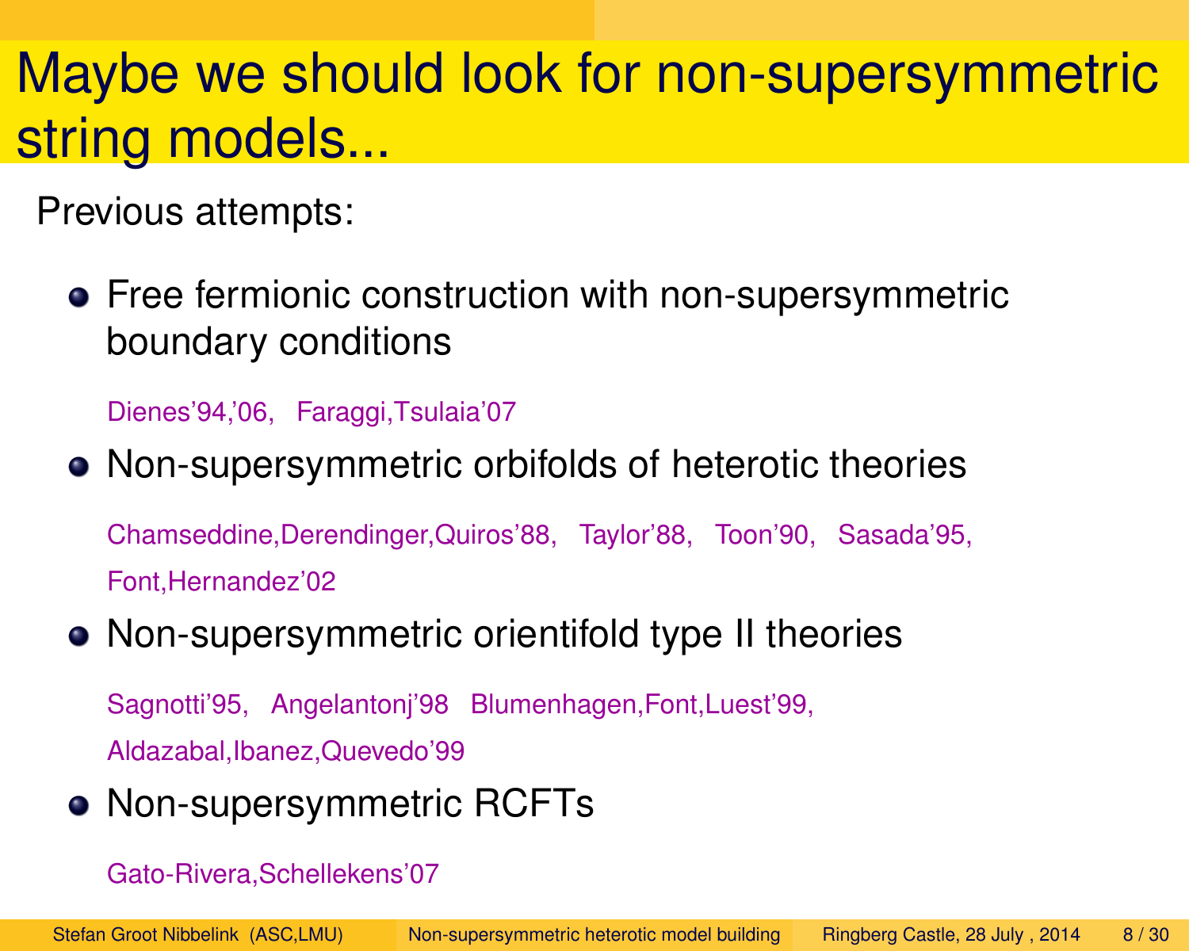# Maybe we should look for non-supersymmetric string models...

Previous attempts:

- Free fermionic construction with non-supersymmetric boundary conditions

  Dienes'94,'06, Faraggi,Tsulaia'07

- Non-supersymmetric orbifolds of heterotic theories

  Chamseddine,Derendinger,Quiros'88, Taylor'88, Toon'90, Sasada'95, Font,Hernandez'02

- Non-supersymmetric orientifold type II theories

  Sagnotti'95, Angelantonj'98 Blumenhagen,Font,Luest'99, Aldazabal,Ibanez,Quevedo'99

- Non-supersymmetric RCFTs

  Gato-Rivera,Schellekens'07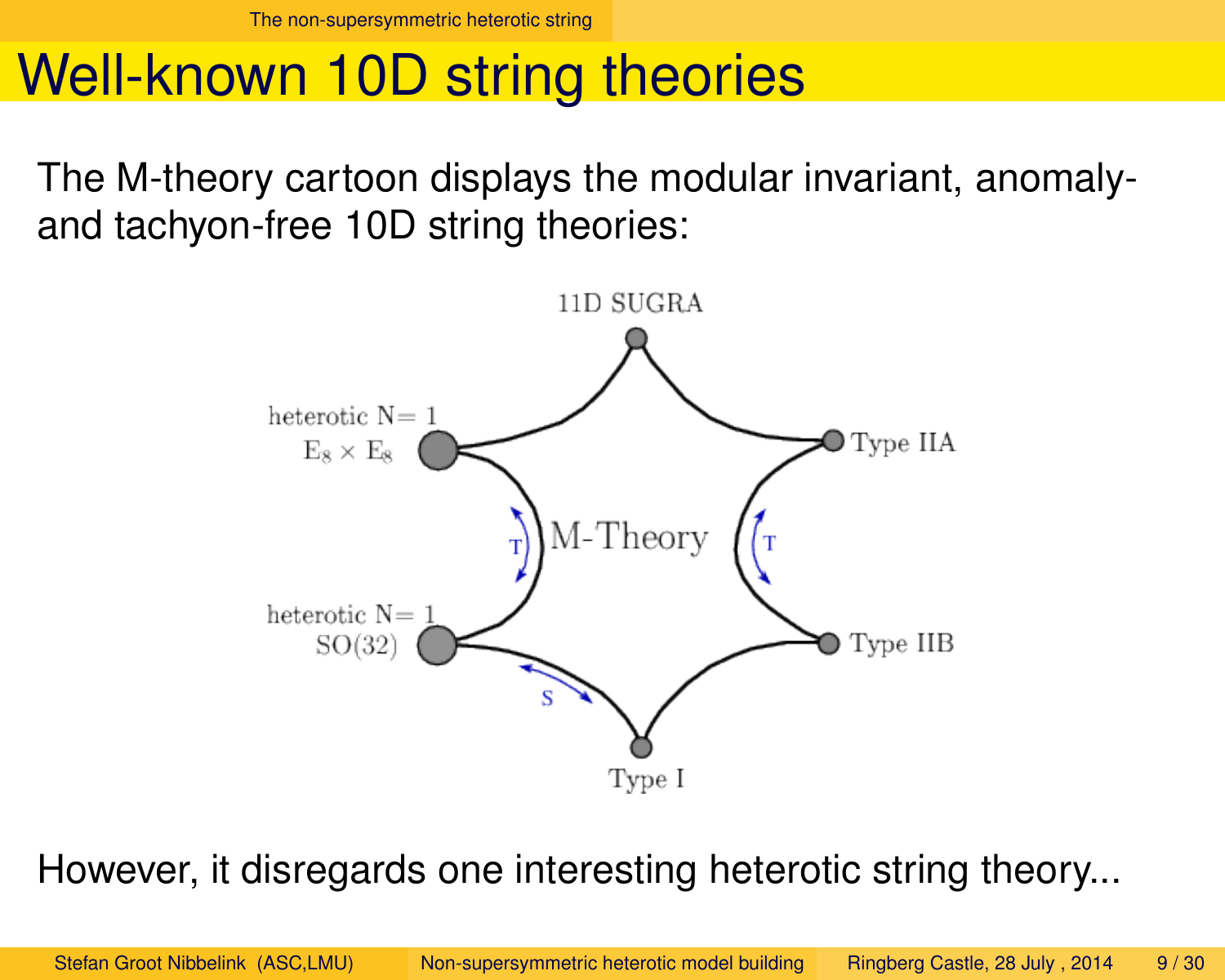# Well-known 10D string theories

The M-theory cartoon displays the modular invariant, anomaly- and tachyon-free 10D string theories:

11D SUGRA

heterotic N= 1 $E_8 \times E_8$

Type IIA

M-Theory

T

T

heterotic N= 1 SO(32)

Type IIB

S

Type I

However, it disregards one interesting heterotic string theory...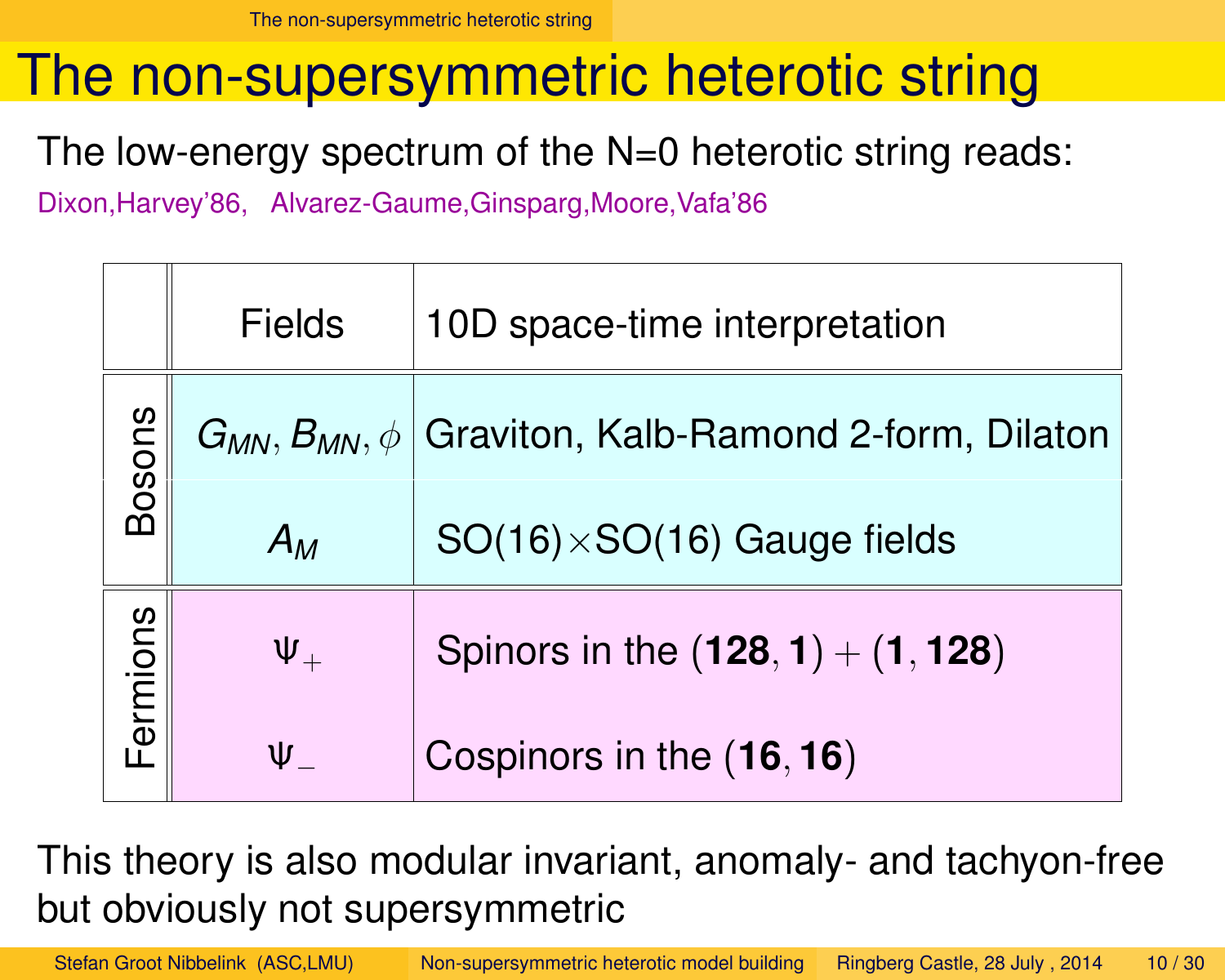# The non-supersymmetric heterotic string

The low-energy spectrum of the N=0 heterotic string reads:

Dixon,Harvey'86, Alvarez-Gaume,Ginsparg,Moore,Vafa'86

| | Fields | 10D space-time interpretation |
|---|---|---|
| Bosons | $G_{MN}, B_{MN}, \phi$ | Graviton, Kalb-Ramond 2-form, Dilaton |
| | $A_M$ | SO(16)×SO(16) Gauge fields |
| Fermions | $\Psi_+$ | Spinors in the $(\mathbf{128}, \mathbf{1}) + (\mathbf{1}, \mathbf{128})$ |
| | $\Psi_-$ | Cospinors in the $(\mathbf{16}, \mathbf{16})$ |

This theory is also modular invariant, anomaly- and tachyon-free but obviously not supersymmetric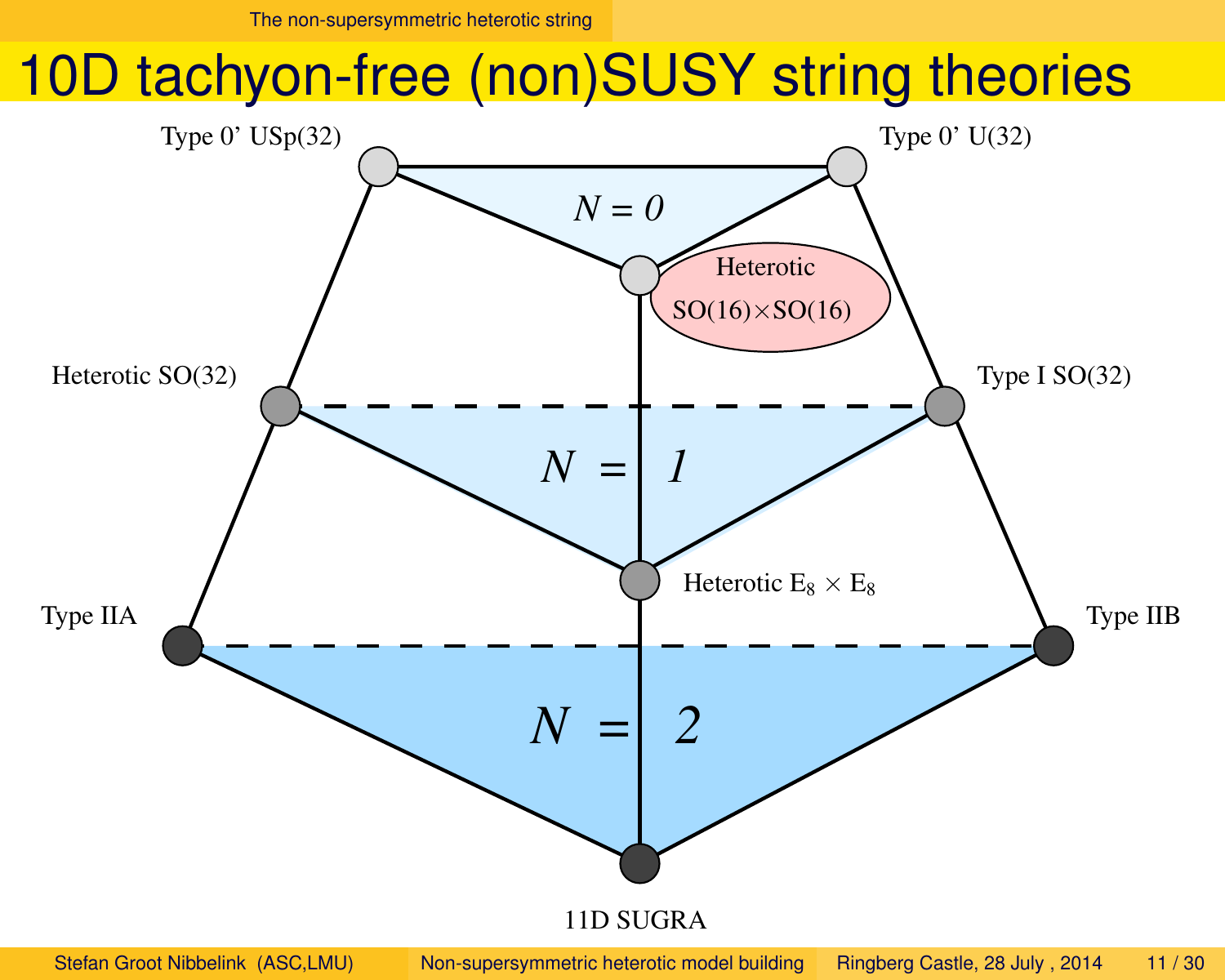# 10D tachyon-free (non)SUSY string theories

Type 0' USp(32)

Type 0' U(32)

$N = 0$

Heterotic SO(16)×SO(16)

Heterotic SO(32)

Type I SO(32)

$N = 1$

Heterotic $E_8 \times E_8$

Type IIA

Type IIB

$N = 2$

11D SUGRA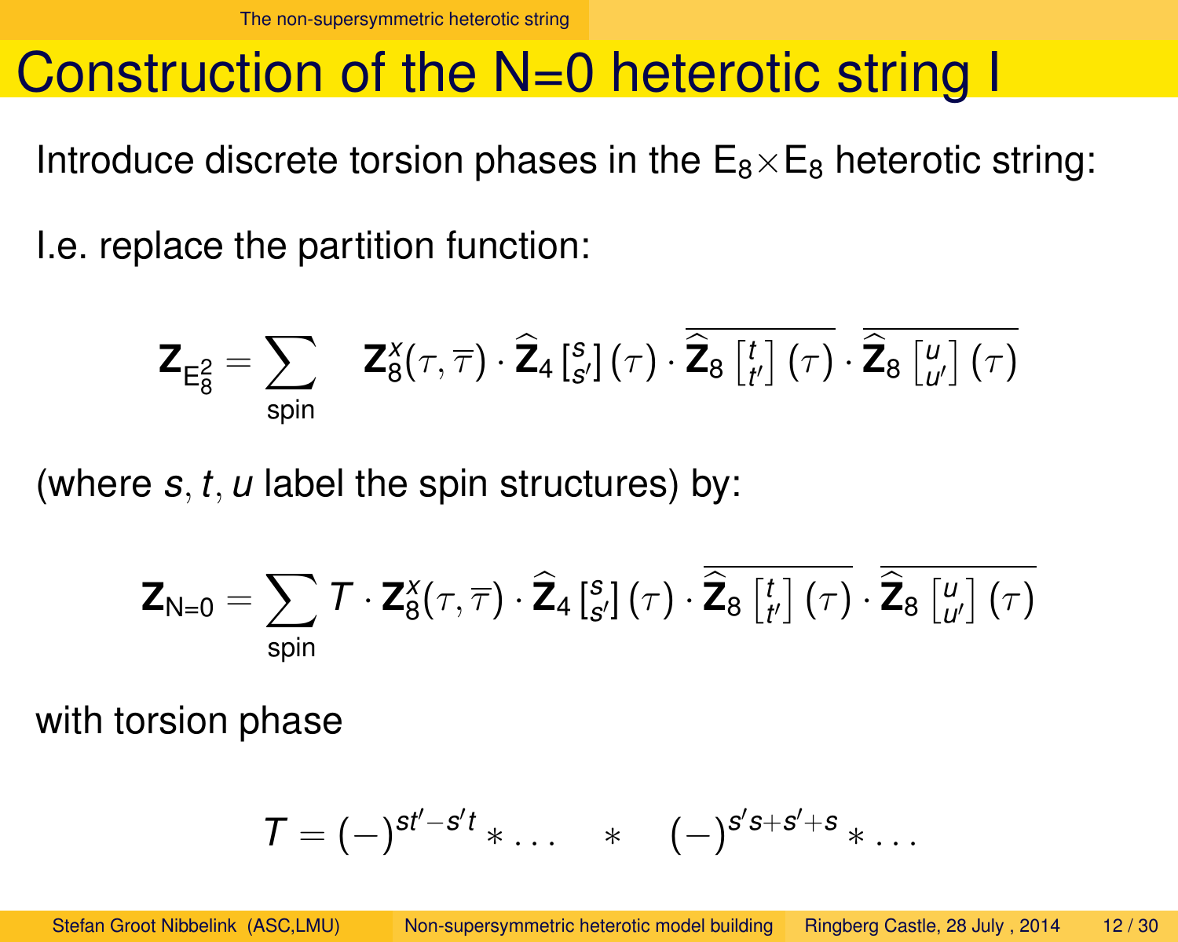# Construction of the N=0 heterotic string I

Introduce discrete torsion phases in the $E_8 \times E_8$ heterotic string:

I.e. replace the partition function:

$$\mathbf{Z}_{E_8^2} = \sum_{\text{spin}} \quad \mathbf{Z}_8^x(\tau, \overline{\tau}) \cdot \widehat{\mathbf{Z}}_4 \left[ {}^{s}_{s'} \right](\tau) \cdot \overline{\widehat{\mathbf{Z}}_8 \left[ {}^{t}_{t'} \right](\tau)} \cdot \overline{\widehat{\mathbf{Z}}_8 \left[ {}^{u}_{u'} \right](\tau)}$$

(where $s, t, u$ label the spin structures) by:

$$\mathbf{Z}_{N=0} = \sum_{\text{spin}} T \cdot \mathbf{Z}_8^x(\tau, \overline{\tau}) \cdot \widehat{\mathbf{Z}}_4 \left[ {}^{s}_{s'} \right](\tau) \cdot \overline{\widehat{\mathbf{Z}}_8 \left[ {}^{t}_{t'} \right](\tau)} \cdot \overline{\widehat{\mathbf{Z}}_8 \left[ {}^{u}_{u'} \right](\tau)}$$

with torsion phase

$$T = (-)^{st' - s't} * \ldots \quad * \quad (-)^{s's + s' + s} * \ldots$$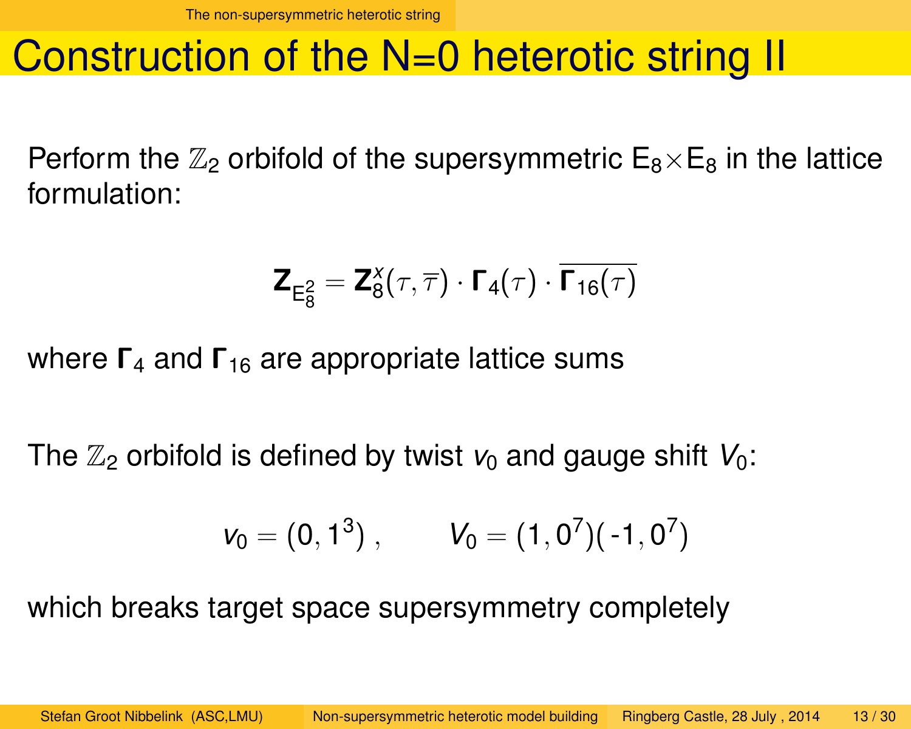# Construction of the N=0 heterotic string II

Perform the $\mathbb{Z}_2$ orbifold of the supersymmetric $E_8\times E_8$ in the lattice formulation:

$$\mathbf{Z}_{E_8^2} = \mathbf{Z}_8^x(\tau,\overline{\tau}) \cdot \mathbf{\Gamma}_4(\tau) \cdot \overline{\mathbf{\Gamma}_{16}(\tau)}$$

where $\mathbf{\Gamma}_4$ and $\mathbf{\Gamma}_{16}$ are appropriate lattice sums

The $\mathbb{Z}_2$ orbifold is defined by twist $v_0$ and gauge shift $V_0$:

$$v_0 = (0, 1^3)\,, \qquad V_0 = (1, 0^7)(\text{-}1, 0^7)$$

which breaks target space supersymmetry completely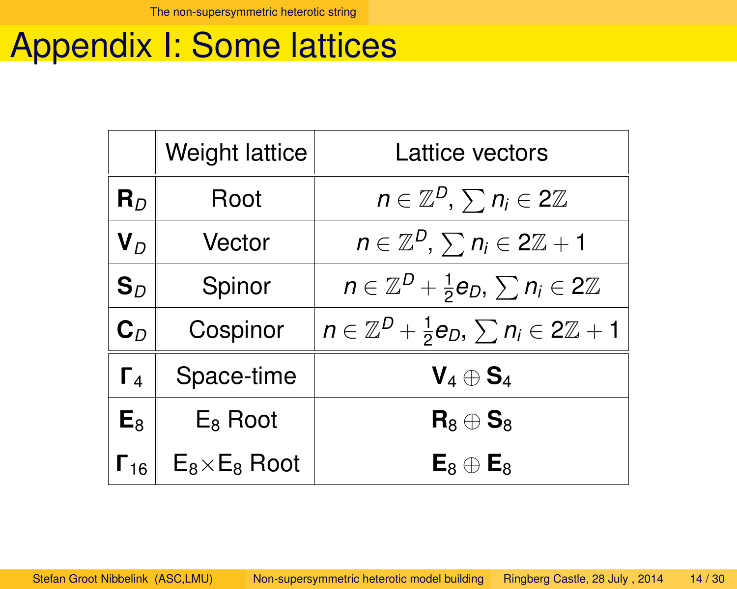# Appendix I: Some lattices

| | Weight lattice | Lattice vectors |
|---|---|---|
| $\mathbf{R}_D$ | Root | $n \in \mathbb{Z}^D$, $\sum n_i \in 2\mathbb{Z}$ |
| $\mathbf{V}_D$ | Vector | $n \in \mathbb{Z}^D$, $\sum n_i \in 2\mathbb{Z}+1$ |
| $\mathbf{S}_D$ | Spinor | $n \in \mathbb{Z}^D + \frac{1}{2}e_D$, $\sum n_i \in 2\mathbb{Z}$ |
| $\mathbf{C}_D$ | Cospinor | $n \in \mathbb{Z}^D + \frac{1}{2}e_D$, $\sum n_i \in 2\mathbb{Z}+1$ |
| $\mathbf{\Gamma}_4$ | Space-time | $\mathbf{V}_4 \oplus \mathbf{S}_4$ |
| $\mathbf{E}_8$ | $E_8$ Root | $\mathbf{R}_8 \oplus \mathbf{S}_8$ |
| $\mathbf{\Gamma}_{16}$ | $E_8 \times E_8$ Root | $\mathbf{E}_8 \oplus \mathbf{E}_8$ |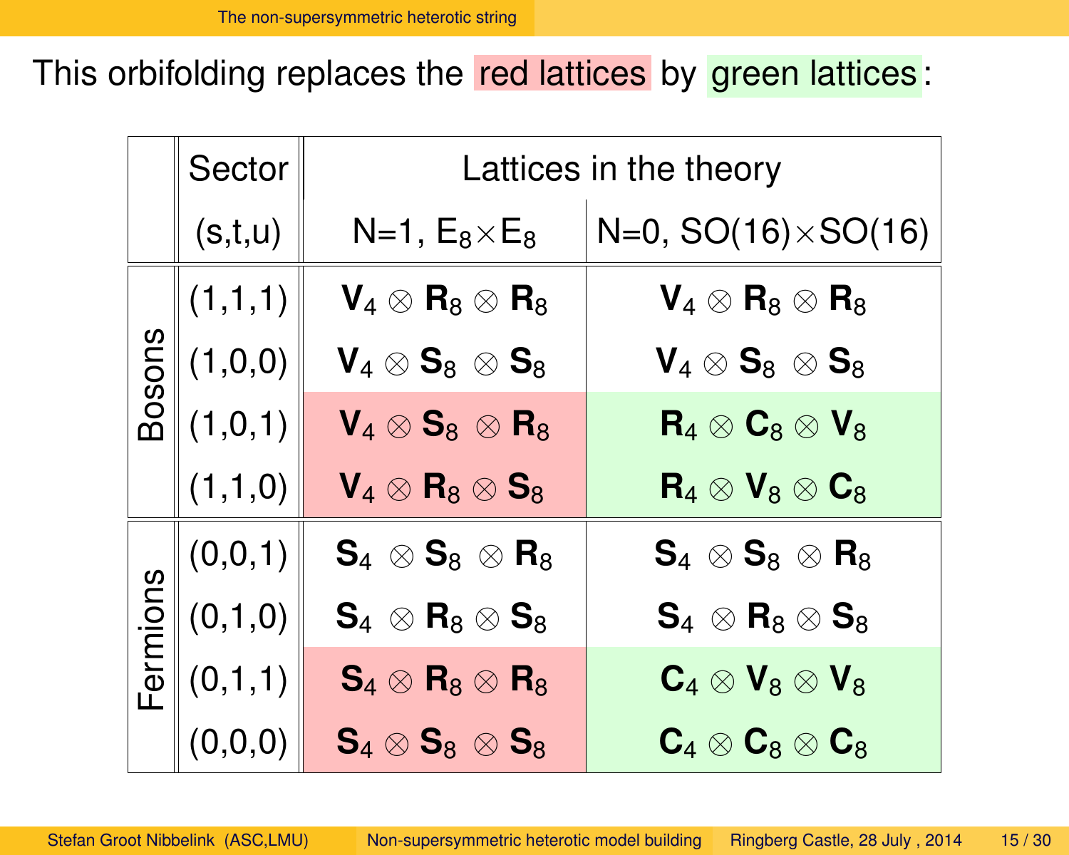This orbifolding replaces the red lattices by green lattices:

| | Sector (s,t,u) | Lattices in the theory: N=1, $E_8 \times E_8$ | Lattices in the theory: N=0, $SO(16) \times SO(16)$ |
|---|---|---|---|
| Bosons | (1,1,1) | $\mathbf{V}_4 \otimes \mathbf{R}_8 \otimes \mathbf{R}_8$ | $\mathbf{V}_4 \otimes \mathbf{R}_8 \otimes \mathbf{R}_8$ |
| | (1,0,0) | $\mathbf{V}_4 \otimes \mathbf{S}_8 \otimes \mathbf{S}_8$ | $\mathbf{V}_4 \otimes \mathbf{S}_8 \otimes \mathbf{S}_8$ |
| | (1,0,1) | $\mathbf{V}_4 \otimes \mathbf{S}_8 \otimes \mathbf{R}_8$ | $\mathbf{R}_4 \otimes \mathbf{C}_8 \otimes \mathbf{V}_8$ |
| | (1,1,0) | $\mathbf{V}_4 \otimes \mathbf{R}_8 \otimes \mathbf{S}_8$ | $\mathbf{R}_4 \otimes \mathbf{V}_8 \otimes \mathbf{C}_8$ |
| Fermions | (0,0,1) | $\mathbf{S}_4 \otimes \mathbf{S}_8 \otimes \mathbf{R}_8$ | $\mathbf{S}_4 \otimes \mathbf{S}_8 \otimes \mathbf{R}_8$ |
| | (0,1,0) | $\mathbf{S}_4 \otimes \mathbf{R}_8 \otimes \mathbf{S}_8$ | $\mathbf{S}_4 \otimes \mathbf{R}_8 \otimes \mathbf{S}_8$ |
| | (0,1,1) | $\mathbf{S}_4 \otimes \mathbf{R}_8 \otimes \mathbf{R}_8$ | $\mathbf{C}_4 \otimes \mathbf{V}_8 \otimes \mathbf{V}_8$ |
| | (0,0,0) | $\mathbf{S}_4 \otimes \mathbf{S}_8 \otimes \mathbf{S}_8$ | $\mathbf{C}_4 \otimes \mathbf{C}_8 \otimes \mathbf{C}_8$ |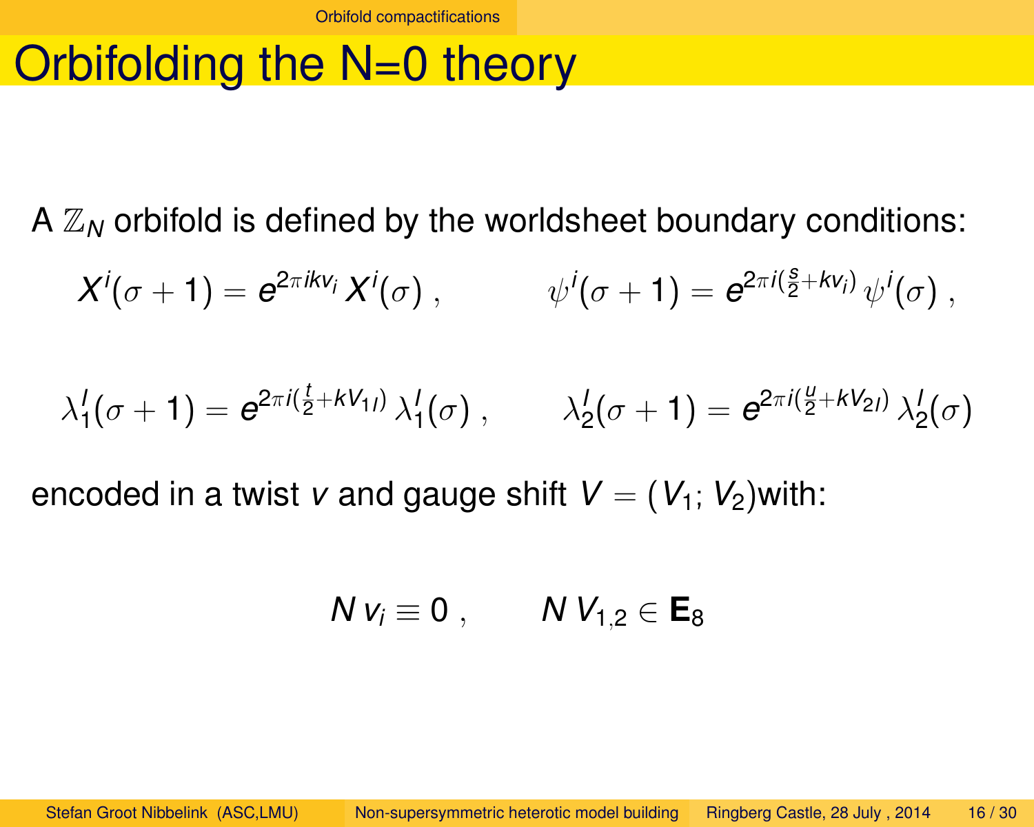# Orbifolding the N=0 theory

A $\mathbb{Z}_N$ orbifold is defined by the worldsheet boundary conditions:

$$X^i(\sigma+1) = e^{2\pi i k v_i}\, X^i(\sigma)\,, \qquad \psi^i(\sigma+1) = e^{2\pi i(\frac{s}{2}+k v_i)}\, \psi^i(\sigma)\,,$$

$$\lambda_1^I(\sigma+1) = e^{2\pi i(\frac{t}{2}+k V_{1I})}\, \lambda_1^I(\sigma)\,, \qquad \lambda_2^I(\sigma+1) = e^{2\pi i(\frac{u}{2}+k V_{2I})}\, \lambda_2^I(\sigma)$$

encoded in a twist $v$ and gauge shift $V = (V_1; V_2)$with:

$$N\, v_i \equiv 0\,, \qquad N\, V_{1,2} \in \mathbf{E}_8$$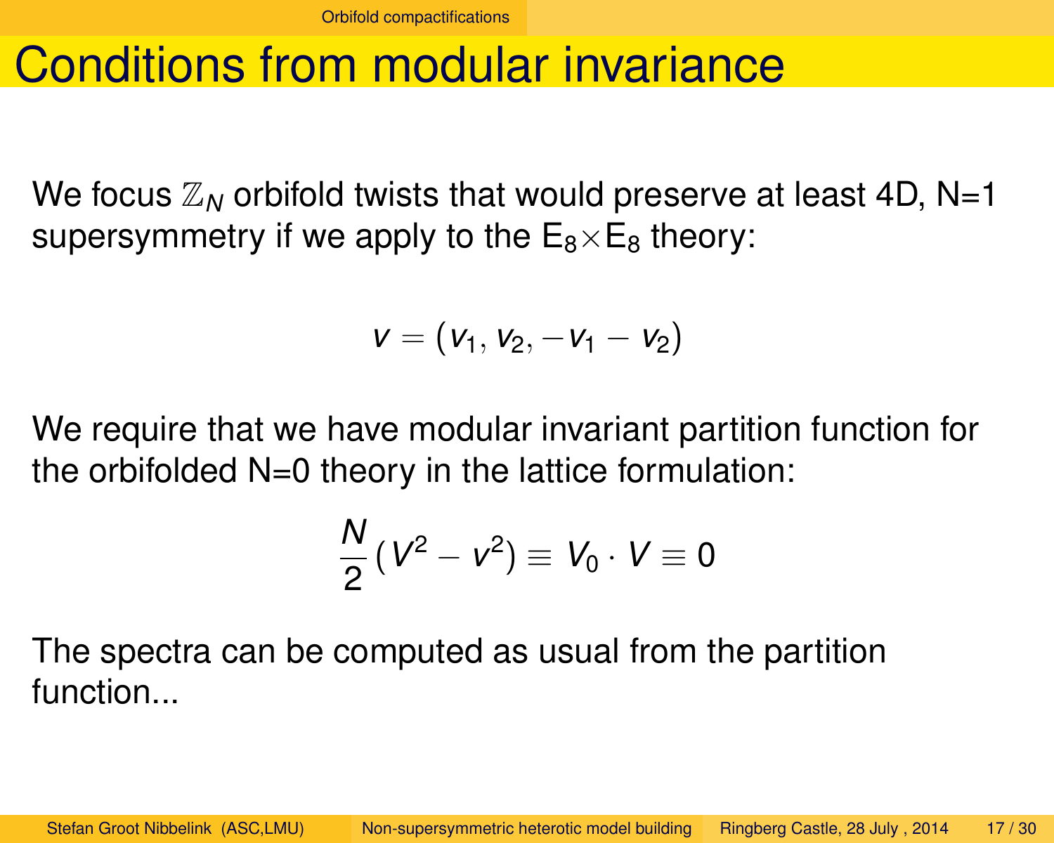# Conditions from modular invariance

We focus $\mathbb{Z}_N$ orbifold twists that would preserve at least 4D, N=1 supersymmetry if we apply to the $E_8 \times E_8$ theory:

$$v = (v_1, v_2, -v_1 - v_2)$$

We require that we have modular invariant partition function for the orbifolded N=0 theory in the lattice formulation:

$$\frac{N}{2}(V^2 - v^2) \equiv V_0 \cdot V \equiv 0$$

The spectra can be computed as usual from the partition function...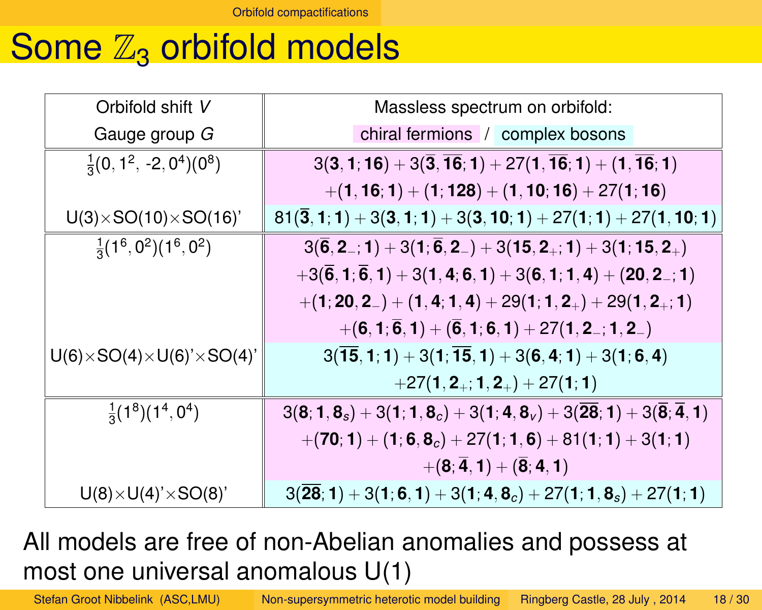# Some $\mathbb{Z}_3$ orbifold models

| Orbifold shift $V$ / Gauge group $G$ | Massless spectrum on orbifold: chiral fermions / complex bosons |
|---|---|
| $\frac{1}{3}(0, 1^2, \text{-}2, 0^4)(0^8)$ | chiral fermions: $3(\mathbf{3}, \mathbf{1}; \mathbf{16}) + 3(\overline{\mathbf{3}}, \overline{\mathbf{16}}; \mathbf{1}) + 27(\mathbf{1}, \overline{\mathbf{16}}; \mathbf{1}) + (\mathbf{1}, \overline{\mathbf{16}}; \mathbf{1})$ $+ (\mathbf{1}, \mathbf{16}; \mathbf{1}) + (\mathbf{1}; \mathbf{128}) + (\mathbf{1}, \mathbf{10}; \mathbf{16}) + 27(\mathbf{1}; \mathbf{16})$ |
| U(3)×SO(10)×SO(16)' | complex bosons: $81(\overline{\mathbf{3}}, \mathbf{1}; \mathbf{1}) + 3(\mathbf{3}, \mathbf{1}; \mathbf{1}) + 3(\mathbf{3}, \mathbf{10}; \mathbf{1}) + 27(\mathbf{1}; \mathbf{1}) + 27(\mathbf{1}, \mathbf{10}; \mathbf{1})$ |
| $\frac{1}{3}(1^6, 0^2)(1^6, 0^2)$ | chiral fermions: $3(\overline{\mathbf{6}}, \mathbf{2}_-; \mathbf{1}) + 3(\mathbf{1}; \overline{\mathbf{6}}, \mathbf{2}_-) + 3(\mathbf{15}, \mathbf{2}_+; \mathbf{1}) + 3(\mathbf{1}; \mathbf{15}, \mathbf{2}_+)$ $+ 3(\overline{\mathbf{6}}, \mathbf{1}; \overline{\mathbf{6}}, \mathbf{1}) + 3(\mathbf{1}, \mathbf{4}; \mathbf{6}, \mathbf{1}) + 3(\mathbf{6}, \mathbf{1}; \mathbf{1}, \mathbf{4}) + (\mathbf{20}, \mathbf{2}_-; \mathbf{1})$ $+ (\mathbf{1}; \mathbf{20}, \mathbf{2}_-) + (\mathbf{1}, \mathbf{4}; \mathbf{1}, \mathbf{4}) + 29(\mathbf{1}; \mathbf{1}, \mathbf{2}_+) + 29(\mathbf{1}, \mathbf{2}_+; \mathbf{1})$ $+ (\mathbf{6}, \mathbf{1}; \overline{\mathbf{6}}, \mathbf{1}) + (\overline{\mathbf{6}}, \mathbf{1}; \mathbf{6}, \mathbf{1}) + 27(\mathbf{1}, \mathbf{2}_-; \mathbf{1}, \mathbf{2}_-)$ |
| U(6)×SO(4)×U(6)'×SO(4)' | complex bosons: $3(\overline{\mathbf{15}}, \mathbf{1}; \mathbf{1}) + 3(\mathbf{1}; \overline{\mathbf{15}}, \mathbf{1}) + 3(\mathbf{6}, \mathbf{4}; \mathbf{1}) + 3(\mathbf{1}; \mathbf{6}, \mathbf{4})$ $+ 27(\mathbf{1}, \mathbf{2}_+; \mathbf{1}, \mathbf{2}_+) + 27(\mathbf{1}; \mathbf{1})$ |
| $\frac{1}{3}(1^8)(1^4, 0^4)$ | chiral fermions: $3(\mathbf{8}; \mathbf{1}, \mathbf{8}_s) + 3(\mathbf{1}; \mathbf{1}, \mathbf{8}_c) + 3(\mathbf{1}; \mathbf{4}, \mathbf{8}_v) + 3(\overline{\mathbf{28}}; \mathbf{1}) + 3(\overline{\mathbf{8}}; \overline{\mathbf{4}}, \mathbf{1})$ $+ (\mathbf{70}; \mathbf{1}) + (\mathbf{1}; \mathbf{6}, \mathbf{8}_c) + 27(\mathbf{1}; \mathbf{1}, \mathbf{6}) + 81(\mathbf{1}; \mathbf{1}) + 3(\mathbf{1}; \mathbf{1})$ $+ (\mathbf{8}; \overline{\mathbf{4}}, \mathbf{1}) + (\overline{\mathbf{8}}; \mathbf{4}, \mathbf{1})$ |
| U(8)×U(4)'×SO(8)' | complex bosons: $3(\overline{\mathbf{28}}; \mathbf{1}) + 3(\mathbf{1}; \mathbf{6}, \mathbf{1}) + 3(\mathbf{1}; \mathbf{4}, \mathbf{8}_c) + 27(\mathbf{1}; \mathbf{1}, \mathbf{8}_s) + 27(\mathbf{1}; \mathbf{1})$ |

All models are free of non-Abelian anomalies and possess at most one universal anomalous U(1)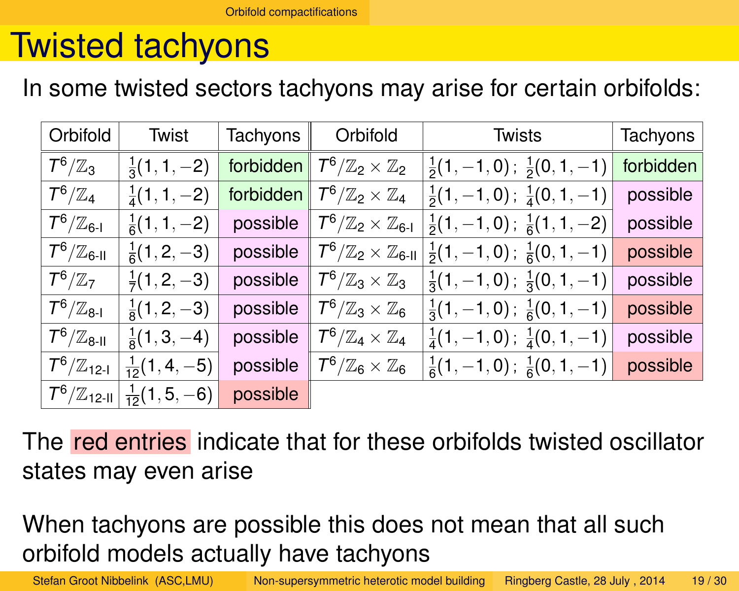# Twisted tachyons

In some twisted sectors tachyons may arise for certain orbifolds:

| Orbifold | Twist | Tachyons | Orbifold | Twists | Tachyons |
|---|---|---|---|---|---|
| $T^6/\mathbb{Z}_3$ | $\frac{1}{3}(1,1,-2)$ | forbidden | $T^6/\mathbb{Z}_2\times\mathbb{Z}_2$ | $\frac{1}{2}(1,-1,0);\ \frac{1}{2}(0,1,-1)$ | forbidden |
| $T^6/\mathbb{Z}_4$ | $\frac{1}{4}(1,1,-2)$ | forbidden | $T^6/\mathbb{Z}_2\times\mathbb{Z}_4$ | $\frac{1}{2}(1,-1,0);\ \frac{1}{4}(0,1,-1)$ | possible |
| $T^6/\mathbb{Z}_{6\text{-I}}$ | $\frac{1}{6}(1,1,-2)$ | possible | $T^6/\mathbb{Z}_2\times\mathbb{Z}_{6\text{-I}}$ | $\frac{1}{2}(1,-1,0);\ \frac{1}{6}(1,1,-2)$ | possible |
| $T^6/\mathbb{Z}_{6\text{-II}}$ | $\frac{1}{6}(1,2,-3)$ | possible | $T^6/\mathbb{Z}_2\times\mathbb{Z}_{6\text{-II}}$ | $\frac{1}{2}(1,-1,0);\ \frac{1}{6}(0,1,-1)$ | possible (red) |
| $T^6/\mathbb{Z}_7$ | $\frac{1}{7}(1,2,-3)$ | possible | $T^6/\mathbb{Z}_3\times\mathbb{Z}_3$ | $\frac{1}{3}(1,-1,0);\ \frac{1}{3}(0,1,-1)$ | possible |
| $T^6/\mathbb{Z}_{8\text{-I}}$ | $\frac{1}{8}(1,2,-3)$ | possible | $T^6/\mathbb{Z}_3\times\mathbb{Z}_6$ | $\frac{1}{3}(1,-1,0);\ \frac{1}{6}(0,1,-1)$ | possible (red) |
| $T^6/\mathbb{Z}_{8\text{-II}}$ | $\frac{1}{8}(1,3,-4)$ | possible | $T^6/\mathbb{Z}_4\times\mathbb{Z}_4$ | $\frac{1}{4}(1,-1,0);\ \frac{1}{4}(0,1,-1)$ | possible |
| $T^6/\mathbb{Z}_{12\text{-I}}$ | $\frac{1}{12}(1,4,-5)$ | possible | $T^6/\mathbb{Z}_6\times\mathbb{Z}_6$ | $\frac{1}{6}(1,-1,0);\ \frac{1}{6}(0,1,-1)$ | possible (red) |
| $T^6/\mathbb{Z}_{12\text{-II}}$ | $\frac{1}{12}(1,5,-6)$ | possible (red) | | | |

The red entries indicate that for these orbifolds twisted oscillator states may even arise

When tachyons are possible this does not mean that all such orbifold models actually have tachyons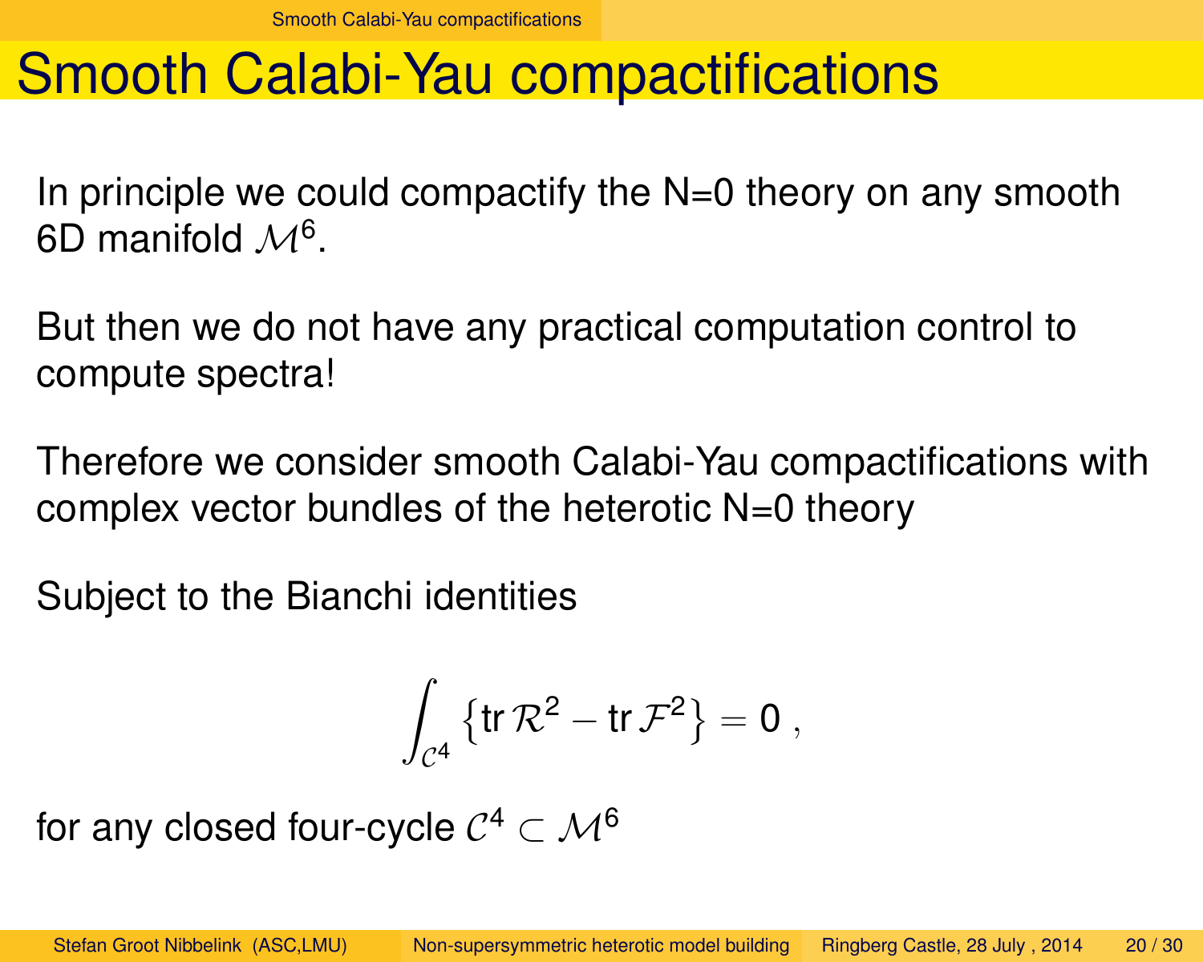# Smooth Calabi-Yau compactifications

In principle we could compactify the N=0 theory on any smooth 6D manifold $\mathcal{M}^6$.

But then we do not have any practical computation control to compute spectra!

Therefore we consider smooth Calabi-Yau compactifications with complex vector bundles of the heterotic N=0 theory

Subject to the Bianchi identities

$$\int_{\mathcal{C}^4} \left\{ \text{tr}\, \mathcal{R}^2 - \text{tr}\, \mathcal{F}^2 \right\} = 0 \,,$$

for any closed four-cycle $\mathcal{C}^4 \subset \mathcal{M}^6$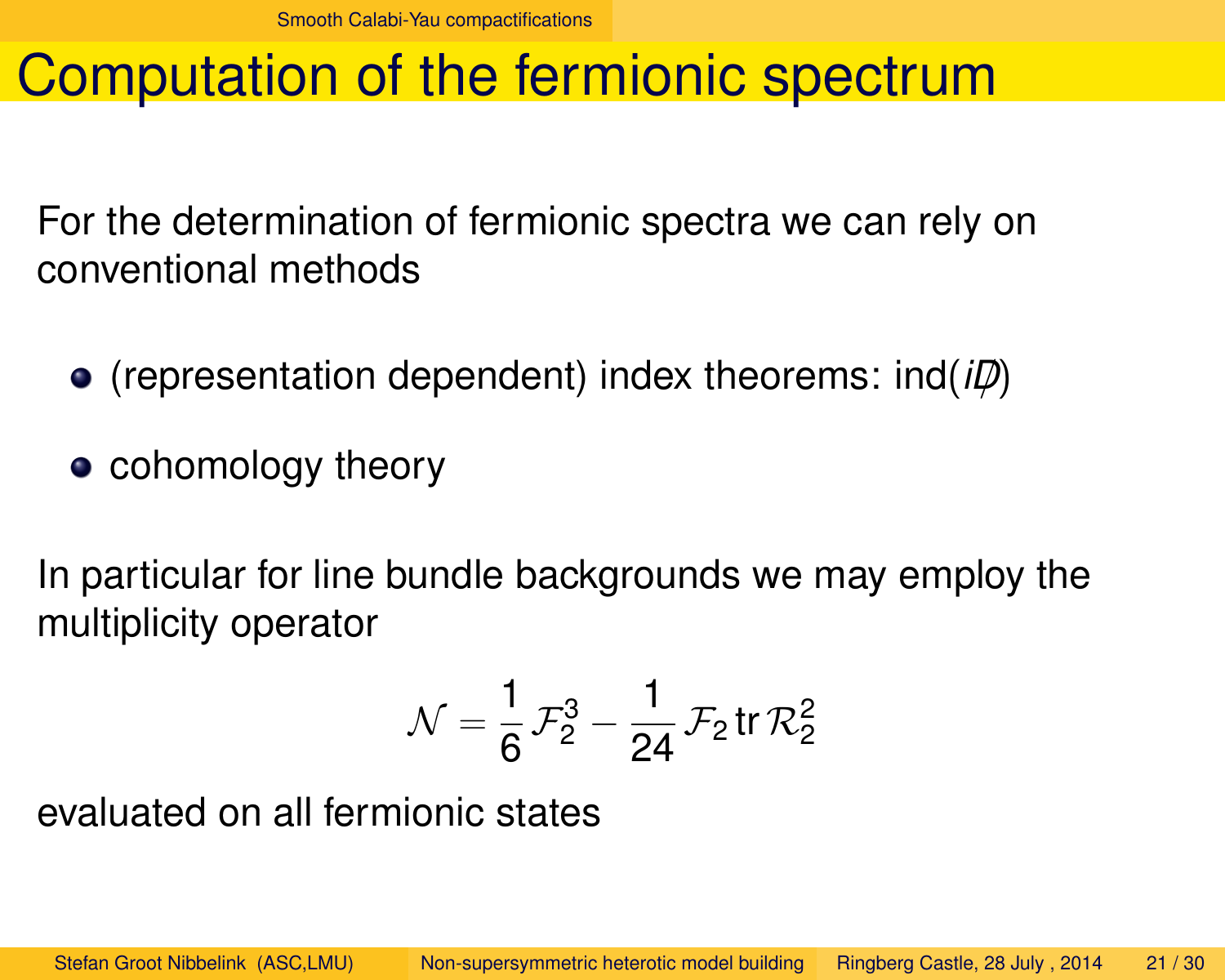# Computation of the fermionic spectrum

For the determination of fermionic spectra we can rely on conventional methods

- (representation dependent) index theorems: $\text{ind}(i\not{D})$
- cohomology theory

In particular for line bundle backgrounds we may employ the multiplicity operator

$$\mathcal{N} = \frac{1}{6}\,\mathcal{F}_2^3 - \frac{1}{24}\,\mathcal{F}_2\,\text{tr}\,\mathcal{R}_2^2$$

evaluated on all fermionic states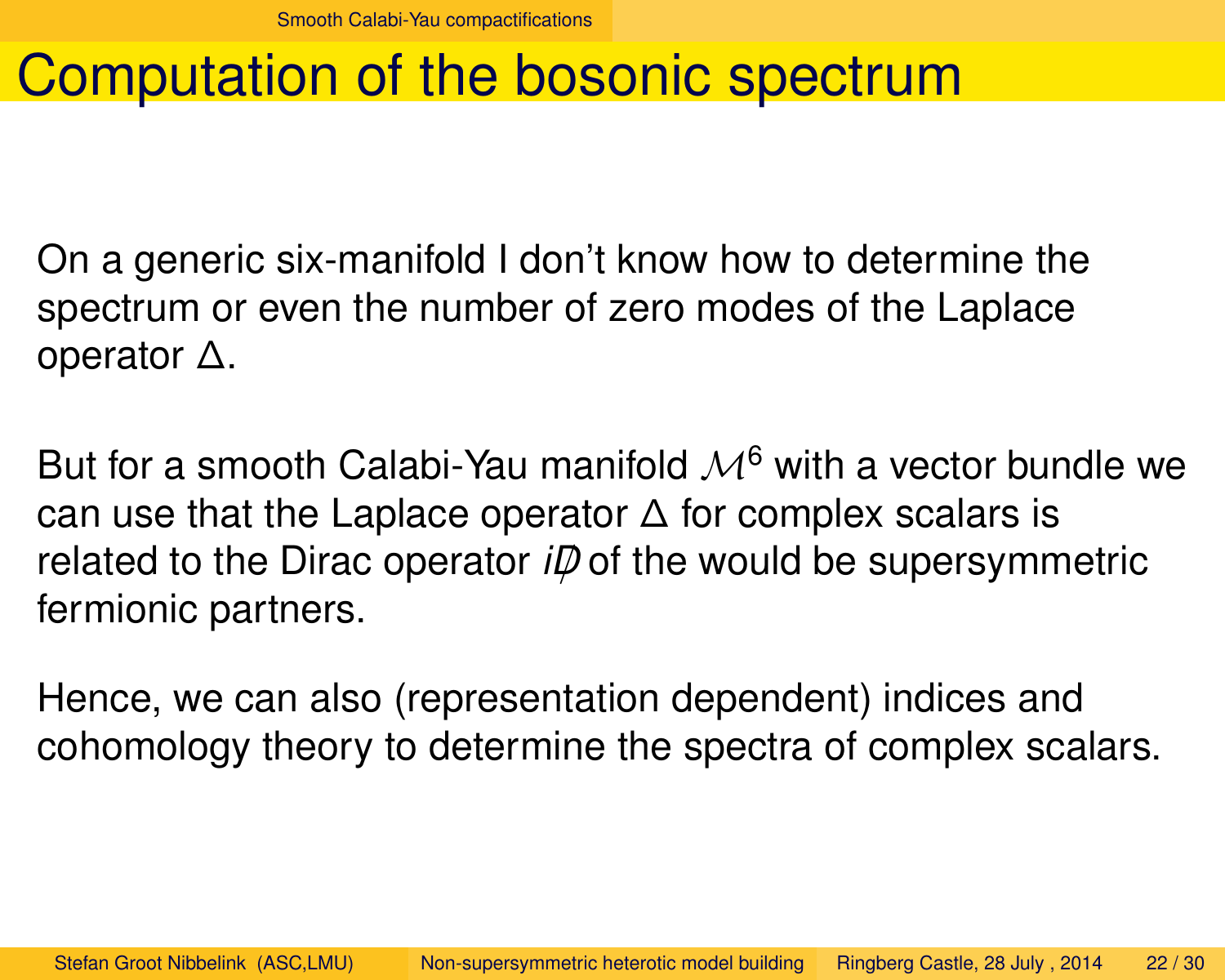# Computation of the bosonic spectrum

On a generic six-manifold I don't know how to determine the spectrum or even the number of zero modes of the Laplace operator $\Delta$.

But for a smooth Calabi-Yau manifold $\mathcal{M}^6$ with a vector bundle we can use that the Laplace operator $\Delta$ for complex scalars is related to the Dirac operator $i\not{D}$ of the would be supersymmetric fermionic partners.

Hence, we can also (representation dependent) indices and cohomology theory to determine the spectra of complex scalars.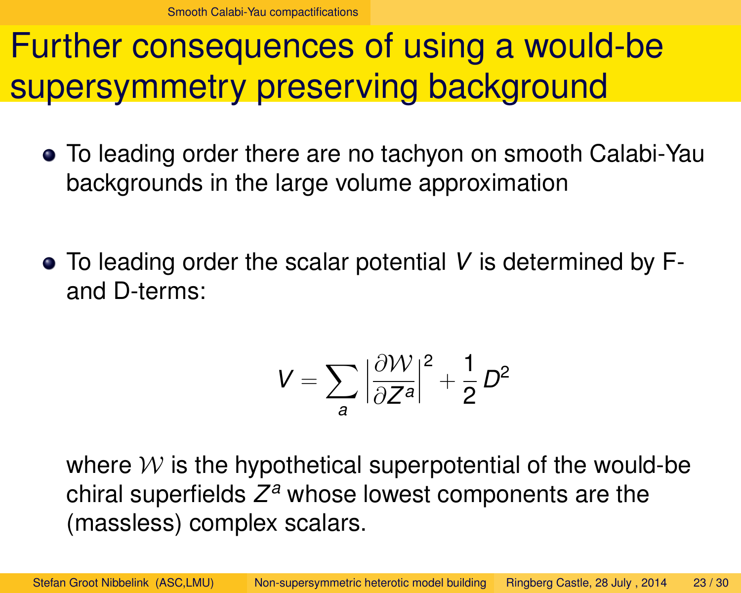# Further consequences of using a would-be supersymmetry preserving background

- To leading order there are no tachyon on smooth Calabi-Yau backgrounds in the large volume approximation

- To leading order the scalar potential $V$ is determined by F- and D-terms:

$$V = \sum_a \left| \frac{\partial \mathcal{W}}{\partial Z^a} \right|^2 + \frac{1}{2} D^2$$

  where $\mathcal{W}$ is the hypothetical superpotential of the would-be chiral superfields $Z^a$ whose lowest components are the (massless) complex scalars.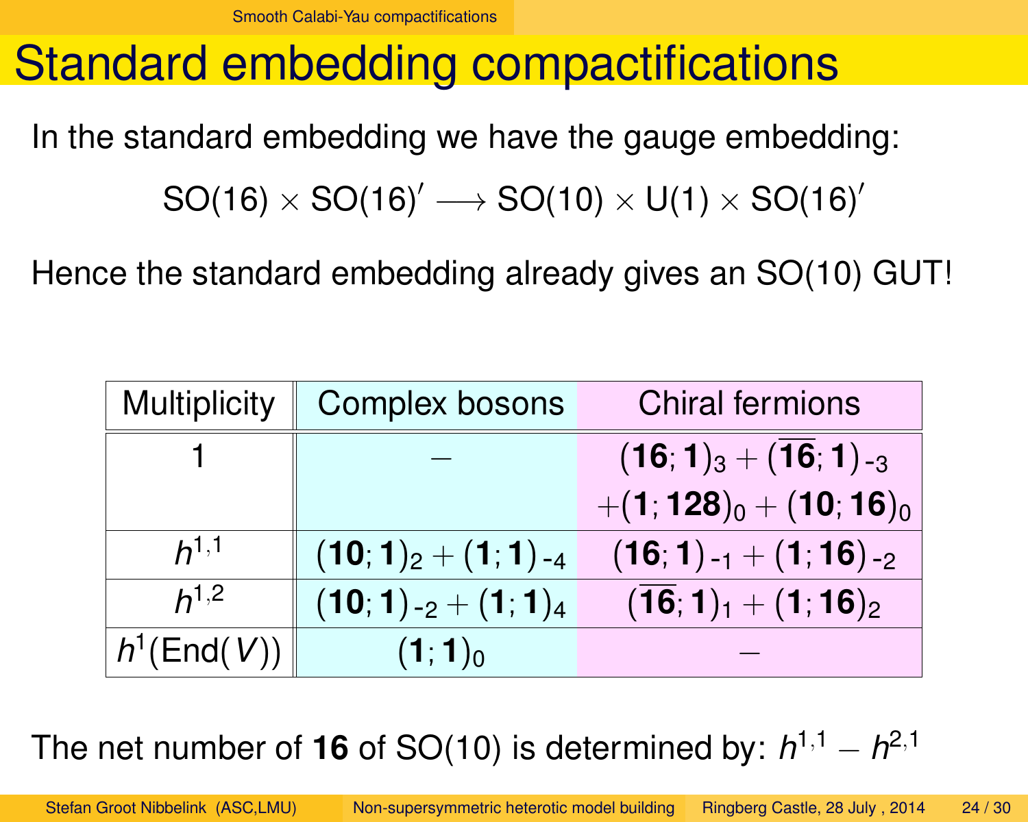# Standard embedding compactifications

In the standard embedding we have the gauge embedding:

$$\text{SO}(16) \times \text{SO}(16)' \longrightarrow \text{SO}(10) \times \text{U}(1) \times \text{SO}(16)'$$

Hence the standard embedding already gives an SO(10) GUT!

| Multiplicity | Complex bosons | Chiral fermions |
|---|---|---|
| 1 | – | $(\mathbf{16};\mathbf{1})_3 + (\overline{\mathbf{16}};\mathbf{1})_{-3} + (\mathbf{1};\mathbf{128})_0 + (\mathbf{10};\mathbf{16})_0$ |
| $h^{1,1}$ | $(\mathbf{10};\mathbf{1})_2 + (\mathbf{1};\mathbf{1})_{-4}$ | $(\mathbf{16};\mathbf{1})_{-1} + (\mathbf{1};\mathbf{16})_{-2}$ |
| $h^{1,2}$ | $(\mathbf{10};\mathbf{1})_{-2} + (\mathbf{1};\mathbf{1})_4$ | $(\overline{\mathbf{16}};\mathbf{1})_1 + (\mathbf{1};\mathbf{16})_2$ |
| $h^1(\text{End}(V))$ | $(\mathbf{1};\mathbf{1})_0$ | – |

The net number of **16** of SO(10) is determined by: $h^{1,1} - h^{2,1}$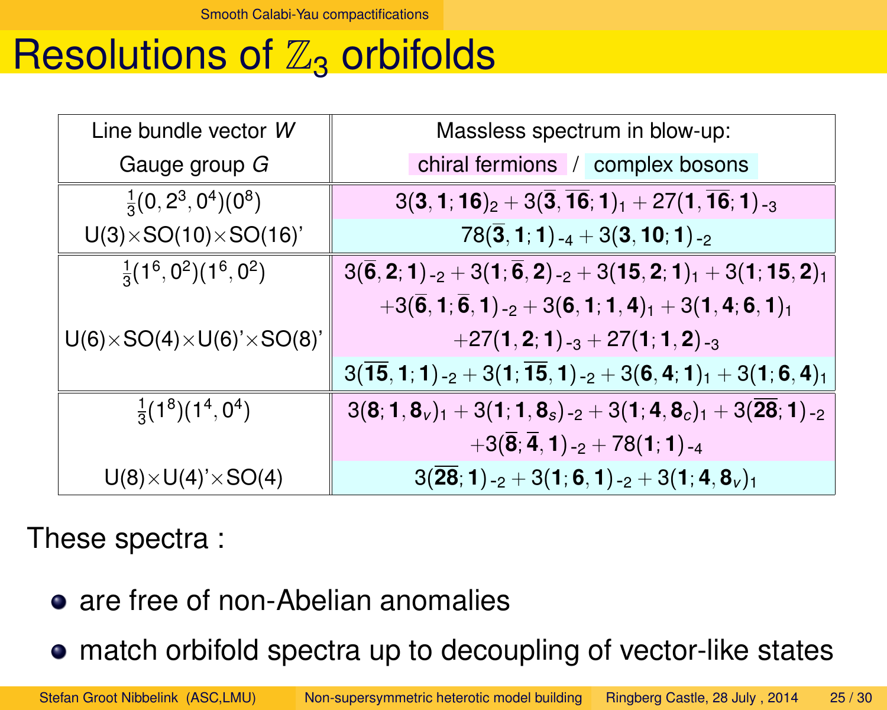# Resolutions of $\mathbb{Z}_3$ orbifolds

| Line bundle vector $W$ / Gauge group $G$ | Massless spectrum in blow-up: chiral fermions / complex bosons |
|---|---|
| $\frac{1}{3}(0,2^3,0^4)(0^8)$ | $3(\mathbf{3},\mathbf{1};\mathbf{16})_2 + 3(\overline{\mathbf{3}},\overline{\mathbf{16}};\mathbf{1})_1 + 27(\mathbf{1},\overline{\mathbf{16}};\mathbf{1})_{-3}$ |
| U(3)×SO(10)×SO(16)' | $78(\overline{\mathbf{3}},\mathbf{1};\mathbf{1})_{-4} + 3(\mathbf{3},\mathbf{10};\mathbf{1})_{-2}$ |
| $\frac{1}{3}(1^6,0^2)(1^6,0^2)$ | $3(\overline{\mathbf{6}},\mathbf{2};\mathbf{1})_{-2} + 3(\mathbf{1};\overline{\mathbf{6}},\mathbf{2})_{-2} + 3(\mathbf{15},\mathbf{2};\mathbf{1})_1 + 3(\mathbf{1};\mathbf{15},\mathbf{2})_1$ |
| | $+3(\overline{\mathbf{6}},\mathbf{1};\overline{\mathbf{6}},\mathbf{1})_{-2} + 3(\mathbf{6},\mathbf{1};\mathbf{1},\mathbf{4})_1 + 3(\mathbf{1},\mathbf{4};\mathbf{6},\mathbf{1})_1$ |
| U(6)×SO(4)×U(6)'×SO(8)' | $+27(\mathbf{1},\mathbf{2};\mathbf{1})_{-3} + 27(\mathbf{1};\mathbf{1},\mathbf{2})_{-3}$ |
| | $3(\overline{\mathbf{15}},\mathbf{1};\mathbf{1})_{-2} + 3(\mathbf{1};\overline{\mathbf{15}},\mathbf{1})_{-2} + 3(\mathbf{6},\mathbf{4};\mathbf{1})_1 + 3(\mathbf{1};\mathbf{6},\mathbf{4})_1$ |
| $\frac{1}{3}(1^8)(1^4,0^4)$ | $3(\mathbf{8};\mathbf{1},\mathbf{8}_v)_1 + 3(\mathbf{1};\mathbf{1},\mathbf{8}_s)_{-2} + 3(\mathbf{1};\mathbf{4},\mathbf{8}_c)_1 + 3(\overline{\mathbf{28}};\mathbf{1})_{-2}$ |
| | $+3(\overline{\mathbf{8}};\overline{\mathbf{4}},\mathbf{1})_{-2} + 78(\mathbf{1};\mathbf{1})_{-4}$ |
| U(8)×U(4)'×SO(4) | $3(\overline{\mathbf{28}};\mathbf{1})_{-2} + 3(\mathbf{1};\mathbf{6},\mathbf{1})_{-2} + 3(\mathbf{1};\mathbf{4},\mathbf{8}_v)_1$ |

These spectra :

- are free of non-Abelian anomalies
- match orbifold spectra up to decoupling of vector-like states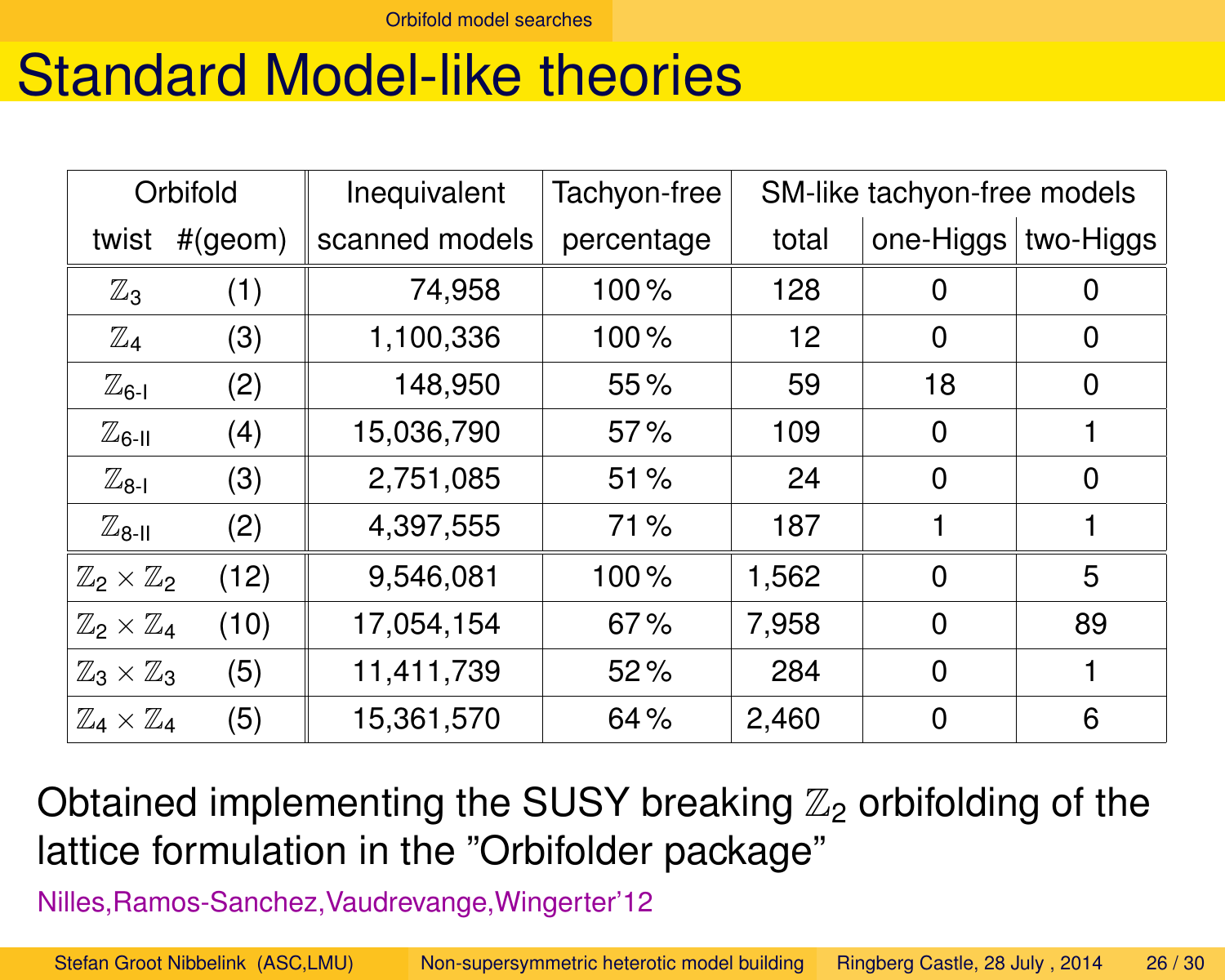# Standard Model-like theories

| Orbifold twist | #(geom) | Inequivalent scanned models | Tachyon-free percentage | SM-like tachyon-free models total | one-Higgs | two-Higgs |
|---|---|---|---|---|---|---|
| $\mathbb{Z}_3$ | (1) | 74,958 | 100 % | 128 | 0 | 0 |
| $\mathbb{Z}_4$ | (3) | 1,100,336 | 100 % | 12 | 0 | 0 |
| $\mathbb{Z}_{6\text{-I}}$ | (2) | 148,950 | 55 % | 59 | 18 | 0 |
| $\mathbb{Z}_{6\text{-II}}$ | (4) | 15,036,790 | 57 % | 109 | 0 | 1 |
| $\mathbb{Z}_{8\text{-I}}$ | (3) | 2,751,085 | 51 % | 24 | 0 | 0 |
| $\mathbb{Z}_{8\text{-II}}$ | (2) | 4,397,555 | 71 % | 187 | 1 | 1 |
| $\mathbb{Z}_2 \times \mathbb{Z}_2$ | (12) | 9,546,081 | 100 % | 1,562 | 0 | 5 |
| $\mathbb{Z}_2 \times \mathbb{Z}_4$ | (10) | 17,054,154 | 67 % | 7,958 | 0 | 89 |
| $\mathbb{Z}_3 \times \mathbb{Z}_3$ | (5) | 11,411,739 | 52 % | 284 | 0 | 1 |
| $\mathbb{Z}_4 \times \mathbb{Z}_4$ | (5) | 15,361,570 | 64 % | 2,460 | 0 | 6 |

Obtained implementing the SUSY breaking $\mathbb{Z}_2$ orbifolding of the lattice formulation in the "Orbifolder package"

Nilles,Ramos-Sanchez,Vaudrevange,Wingerter'12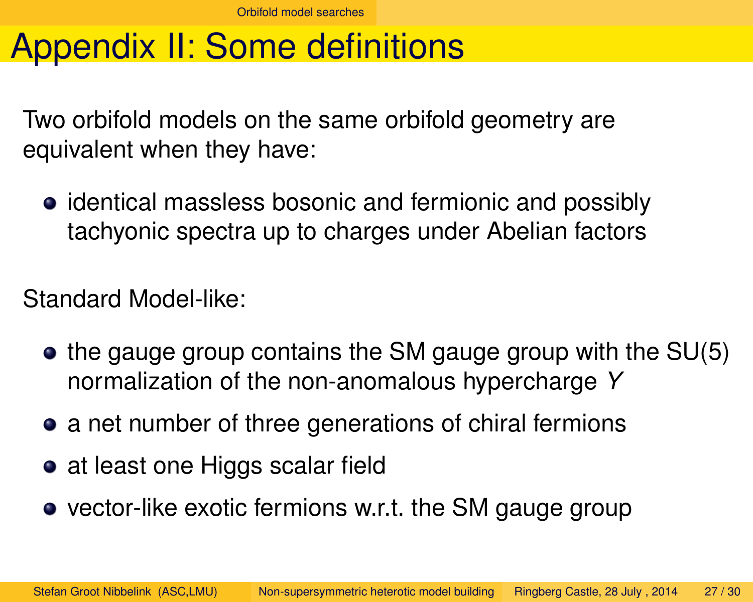# Appendix II: Some definitions

Two orbifold models on the same orbifold geometry are equivalent when they have:

- identical massless bosonic and fermionic and possibly tachyonic spectra up to charges under Abelian factors

Standard Model-like:

- the gauge group contains the SM gauge group with the SU(5) normalization of the non-anomalous hypercharge $Y$
- a net number of three generations of chiral fermions
- at least one Higgs scalar field
- vector-like exotic fermions w.r.t. the SM gauge group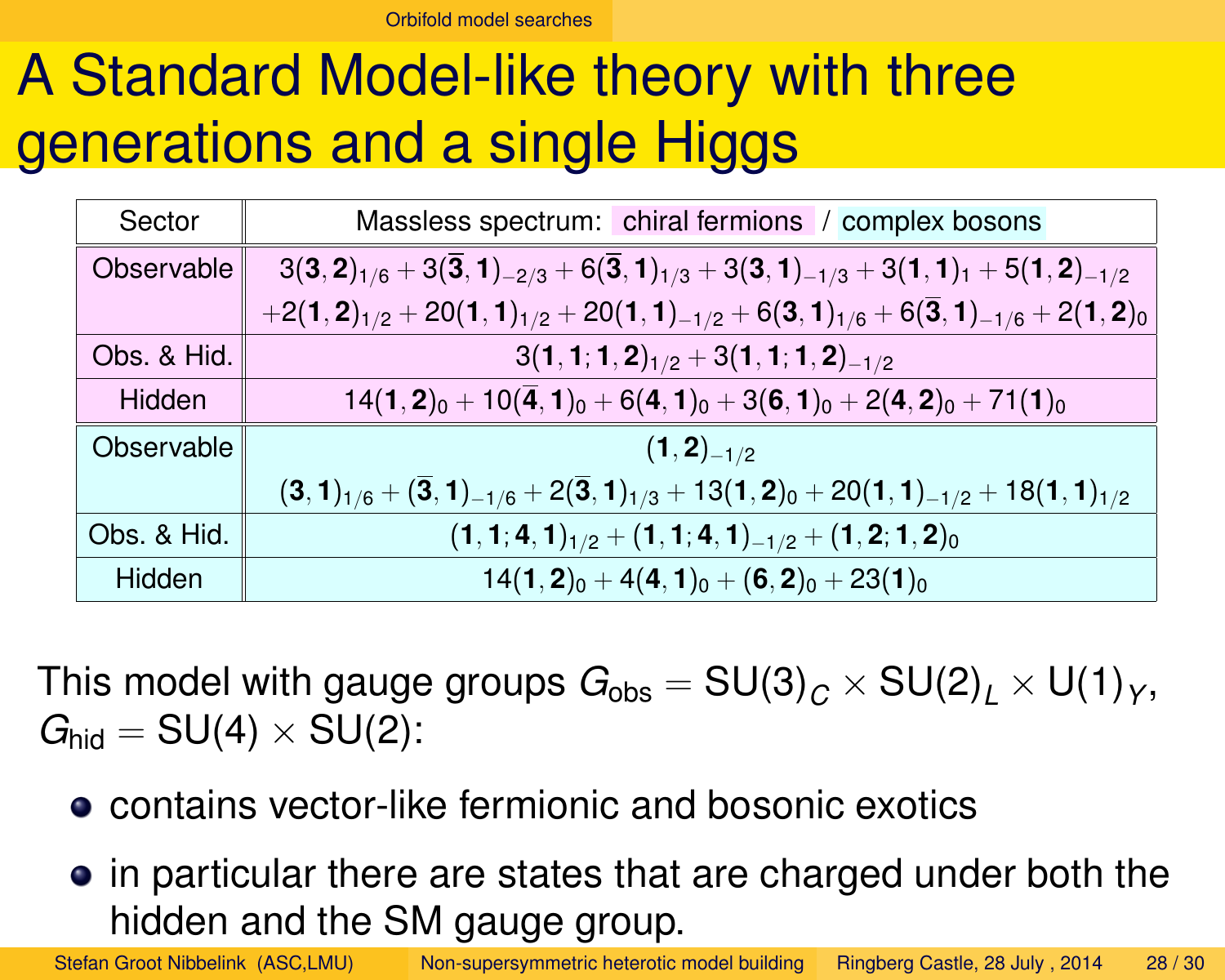# A Standard Model-like theory with three generations and a single Higgs

| Sector | Massless spectrum: chiral fermions / complex bosons |
|---|---|
| Observable | $3(\mathbf{3},\mathbf{2})_{1/6} + 3(\overline{\mathbf{3}},\mathbf{1})_{-2/3} + 6(\overline{\mathbf{3}},\mathbf{1})_{1/3} + 3(\mathbf{3},\mathbf{1})_{-1/3} + 3(\mathbf{1},\mathbf{1})_{1} + 5(\mathbf{1},\mathbf{2})_{-1/2}$ $+2(\mathbf{1},\mathbf{2})_{1/2} + 20(\mathbf{1},\mathbf{1})_{1/2} + 20(\mathbf{1},\mathbf{1})_{-1/2} + 6(\mathbf{3},\mathbf{1})_{1/6} + 6(\overline{\mathbf{3}},\mathbf{1})_{-1/6} + 2(\mathbf{1},\mathbf{2})_{0}$ |
| Obs. & Hid. | $3(\mathbf{1},\mathbf{1};\mathbf{1},\mathbf{2})_{1/2} + 3(\mathbf{1},\mathbf{1};\mathbf{1},\mathbf{2})_{-1/2}$ |
| Hidden | $14(\mathbf{1},\mathbf{2})_{0} + 10(\overline{\mathbf{4}},\mathbf{1})_{0} + 6(\mathbf{4},\mathbf{1})_{0} + 3(\mathbf{6},\mathbf{1})_{0} + 2(\mathbf{4},\mathbf{2})_{0} + 71(\mathbf{1})_{0}$ |
| Observable | $(\mathbf{1},\mathbf{2})_{-1/2}$ $(\mathbf{3},\mathbf{1})_{1/6} + (\overline{\mathbf{3}},\mathbf{1})_{-1/6} + 2(\overline{\mathbf{3}},\mathbf{1})_{1/3} + 13(\mathbf{1},\mathbf{2})_{0} + 20(\mathbf{1},\mathbf{1})_{-1/2} + 18(\mathbf{1},\mathbf{1})_{1/2}$ |
| Obs. & Hid. | $(\mathbf{1},\mathbf{1};\mathbf{4},\mathbf{1})_{1/2} + (\mathbf{1},\mathbf{1};\mathbf{4},\mathbf{1})_{-1/2} + (\mathbf{1},\mathbf{2};\mathbf{1},\mathbf{2})_{0}$ |
| Hidden | $14(\mathbf{1},\mathbf{2})_{0} + 4(\mathbf{4},\mathbf{1})_{0} + (\mathbf{6},\mathbf{2})_{0} + 23(\mathbf{1})_{0}$ |

This model with gauge groups $G_{\text{obs}} = \text{SU}(3)_C \times \text{SU}(2)_L \times \text{U}(1)_Y$, $G_{\text{hid}} = \text{SU}(4) \times \text{SU}(2)$:

- contains vector-like fermionic and bosonic exotics
- in particular there are states that are charged under both the hidden and the SM gauge group.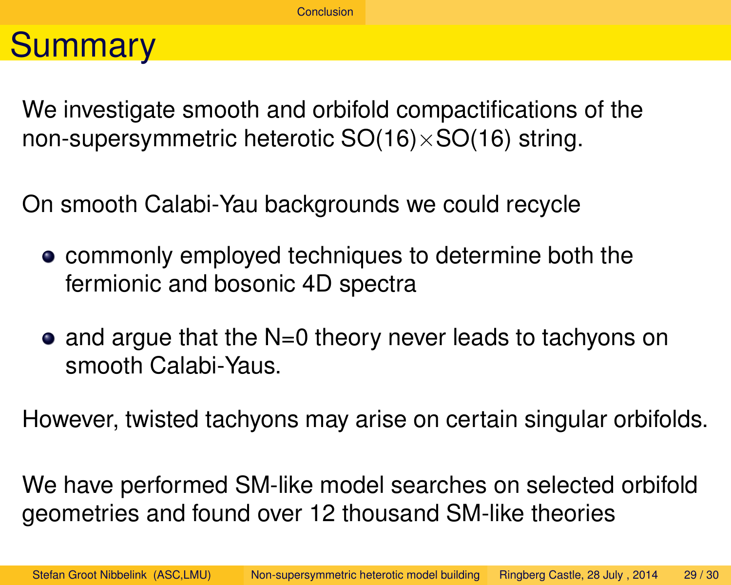# Summary

We investigate smooth and orbifold compactifications of the non-supersymmetric heterotic SO(16)$\times$SO(16) string.

On smooth Calabi-Yau backgrounds we could recycle

- commonly employed techniques to determine both the fermionic and bosonic 4D spectra
- and argue that the N=0 theory never leads to tachyons on smooth Calabi-Yaus.

However, twisted tachyons may arise on certain singular orbifolds.

We have performed SM-like model searches on selected orbifold geometries and found over 12 thousand SM-like theories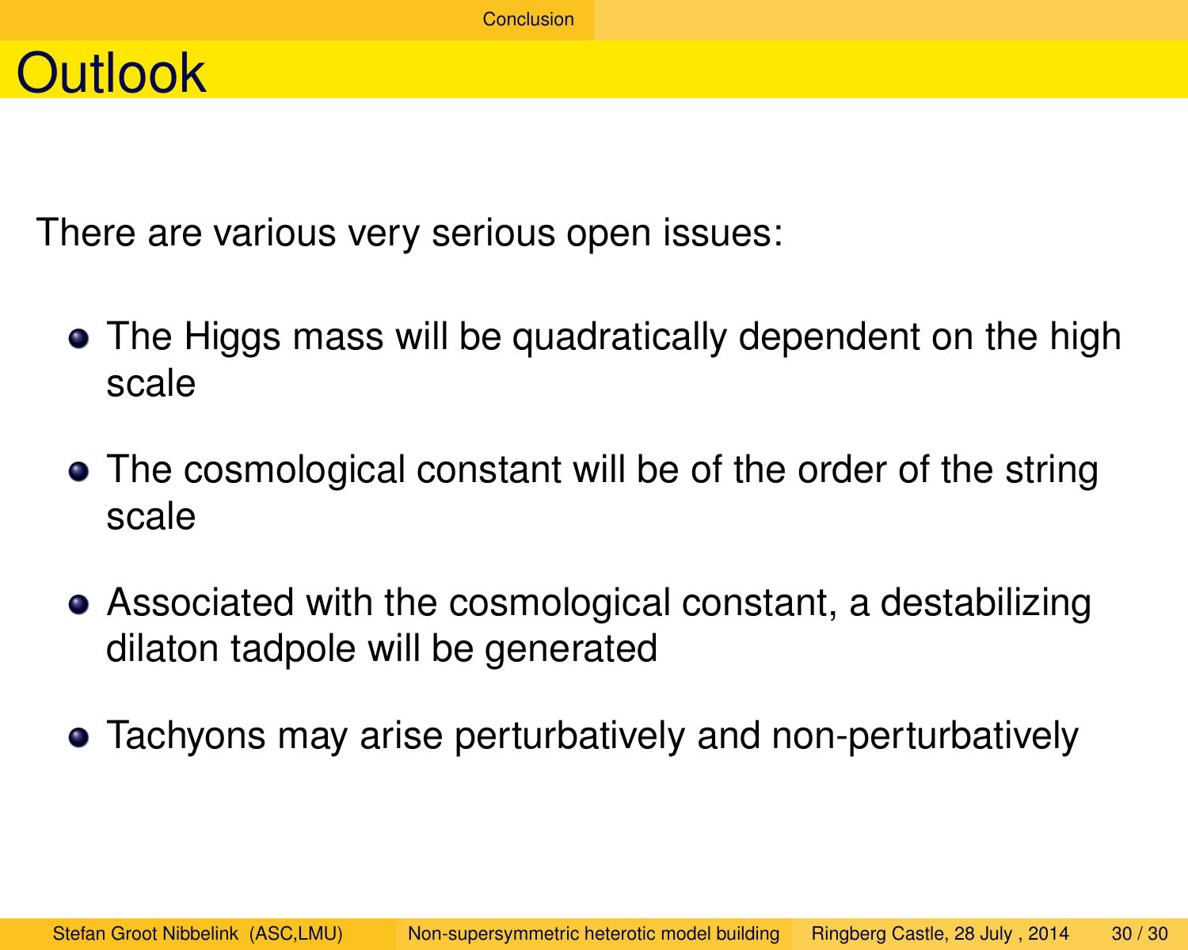# Outlook

There are various very serious open issues:

- The Higgs mass will be quadratically dependent on the high scale
- The cosmological constant will be of the order of the string scale
- Associated with the cosmological constant, a destabilizing dilaton tadpole will be generated
- Tachyons may arise perturbatively and non-perturbatively